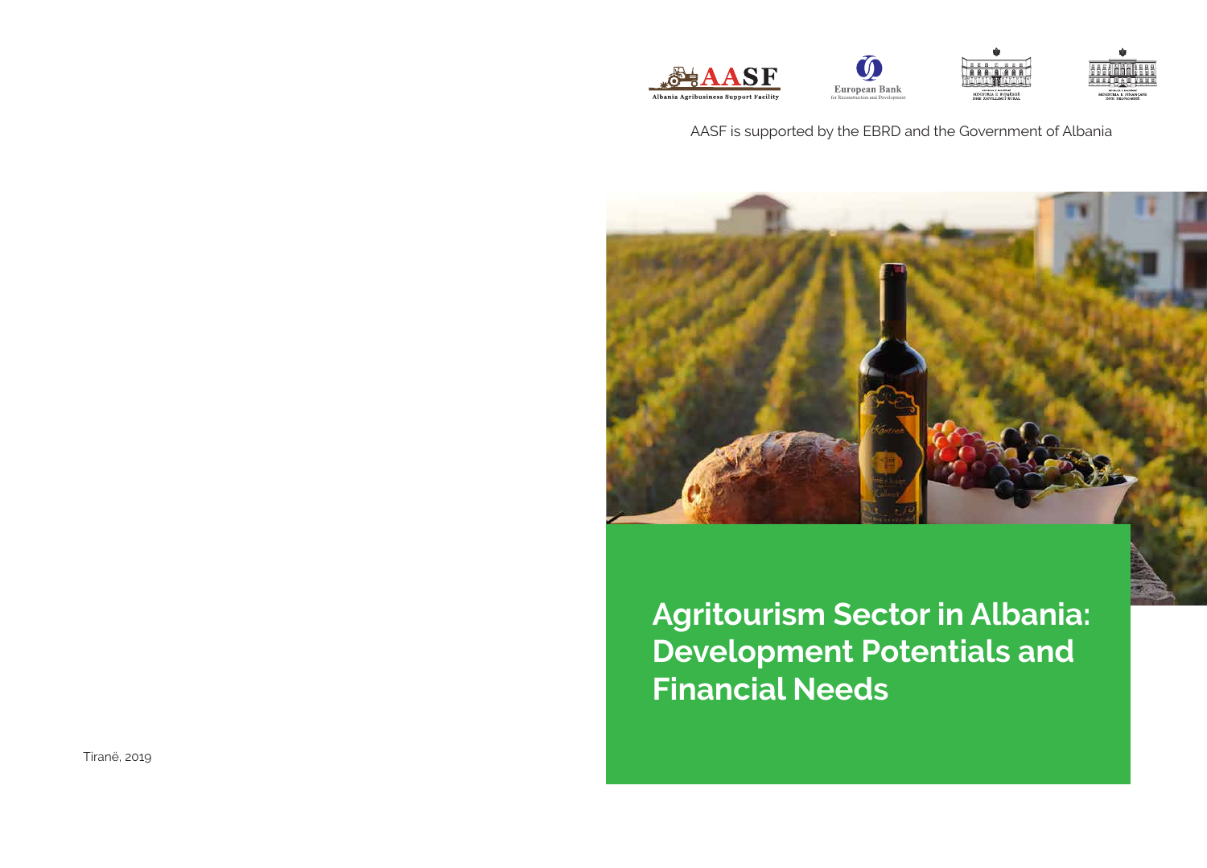Albania Agribusiness Support Facility

European Bank for Reconstruction and Development

AASF is supported by the EBRD and the Government of Albania

# Agritourism Sector in Albania: Development Potentials and Financial Needs

Tiranë, 2019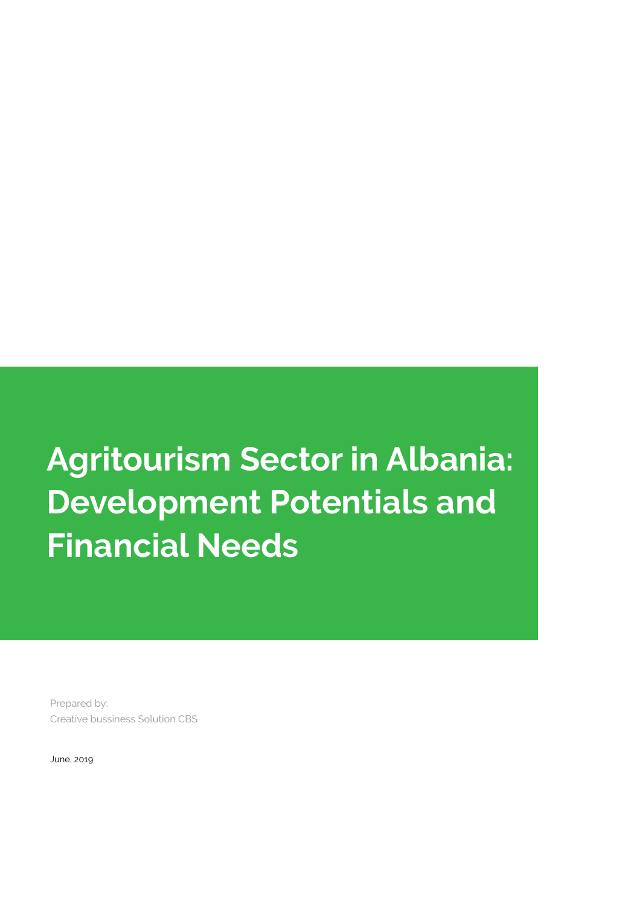# Agritourism Sector in Albania: Development Potentials and Financial Needs

Prepared by:
Creative bussiness Solution CBS

June, 2019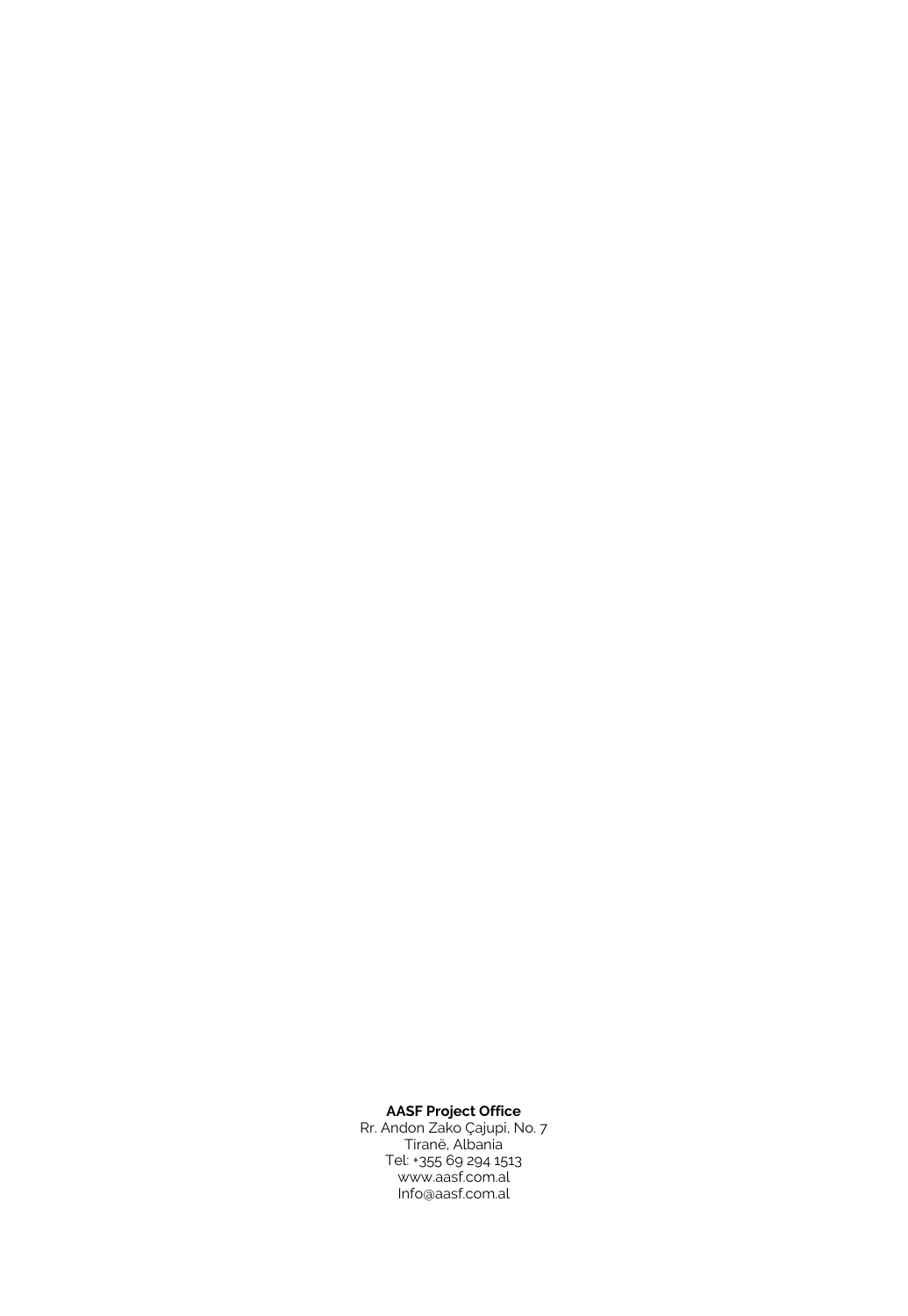**AASF Project Office**
Rr. Andon Zako Çajupi, No. 7
Tiranë, Albania
Tel: +355 69 294 1513
www.aasf.com.al
Info@aasf.com.al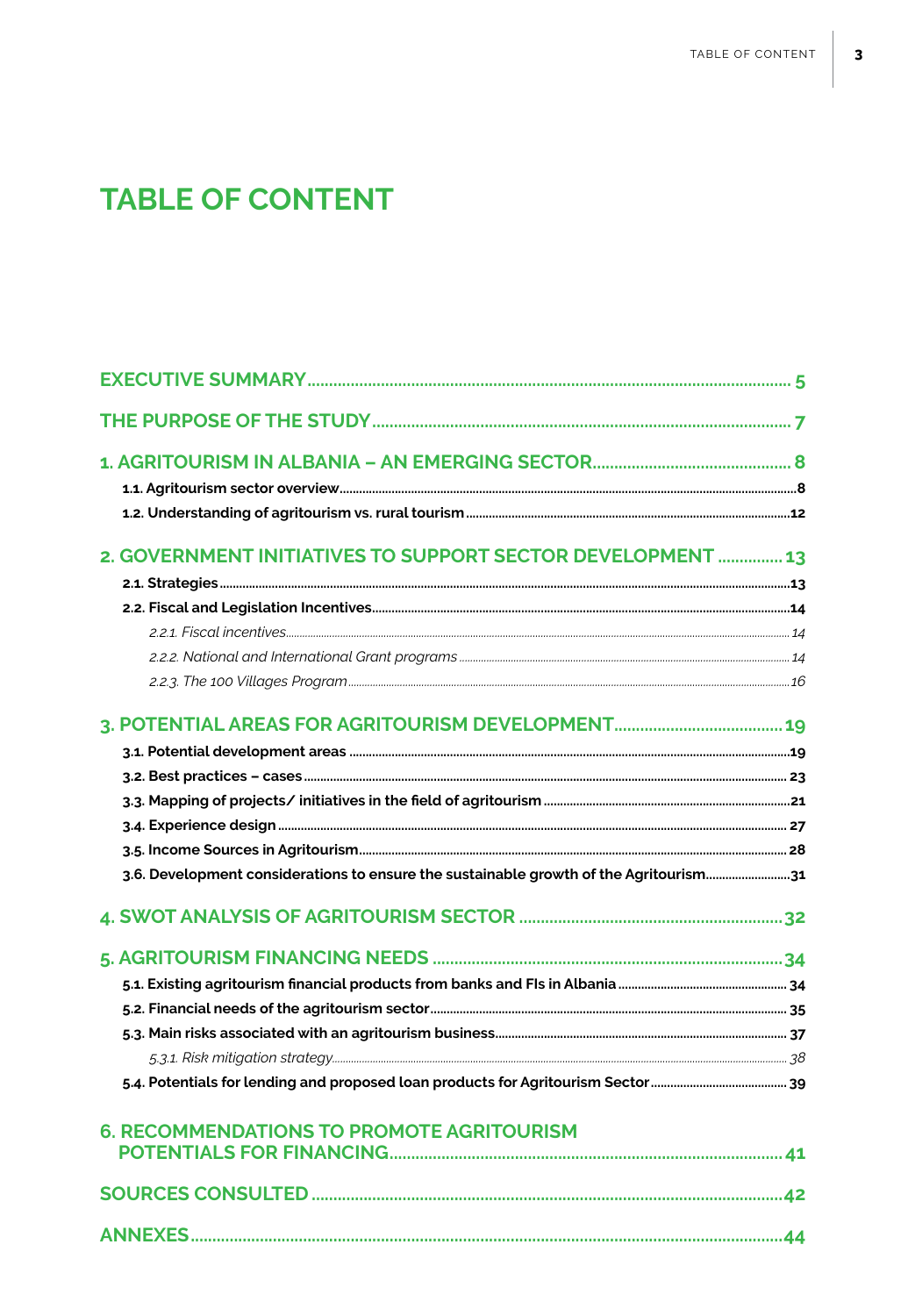# TABLE OF CONTENT

**EXECUTIVE SUMMARY** .......... 5

**THE PURPOSE OF THE STUDY** .......... 7

**1. AGRITOURISM IN ALBANIA – AN EMERGING SECTOR** .......... 8

- **1.1. Agritourism sector overview** .......... 8
- **1.2. Understanding of agritourism vs. rural tourism** .......... 12

**2. GOVERNMENT INITIATIVES TO SUPPORT SECTOR DEVELOPMENT** .......... 13

- **2.1. Strategies** .......... 13
- **2.2. Fiscal and Legislation Incentives** .......... 14
  - *2.2.1. Fiscal incentives* .......... 14
  - *2.2.2. National and International Grant programs* .......... 14
  - *2.2.3. The 100 Villages Program* .......... 16

**3. POTENTIAL AREAS FOR AGRITOURISM DEVELOPMENT** .......... 19

- **3.1. Potential development areas** .......... 19
- **3.2. Best practices – cases** .......... 23
- **3.3. Mapping of projects/ initiatives in the field of agritourism** .......... 21
- **3.4. Experience design** .......... 27
- **3.5. Income Sources in Agritourism** .......... 28
- **3.6. Development considerations to ensure the sustainable growth of the Agritourism** .......... 31

**4. SWOT ANALYSIS OF AGRITOURISM SECTOR** .......... 32

**5. AGRITOURISM FINANCING NEEDS** .......... 34

- **5.1. Existing agritourism financial products from banks and FIs in Albania** .......... 34
- **5.2. Financial needs of the agritourism sector** .......... 35
- **5.3. Main risks associated with an agritourism business** .......... 37
  - *5.3.1. Risk mitigation strategy* .......... 38
- **5.4. Potentials for lending and proposed loan products for Agritourism Sector** .......... 39

**6. RECOMMENDATIONS TO PROMOTE AGRITOURISM POTENTIALS FOR FINANCING** .......... 41

**SOURCES CONSULTED** .......... 42

**ANNEXES** .......... 44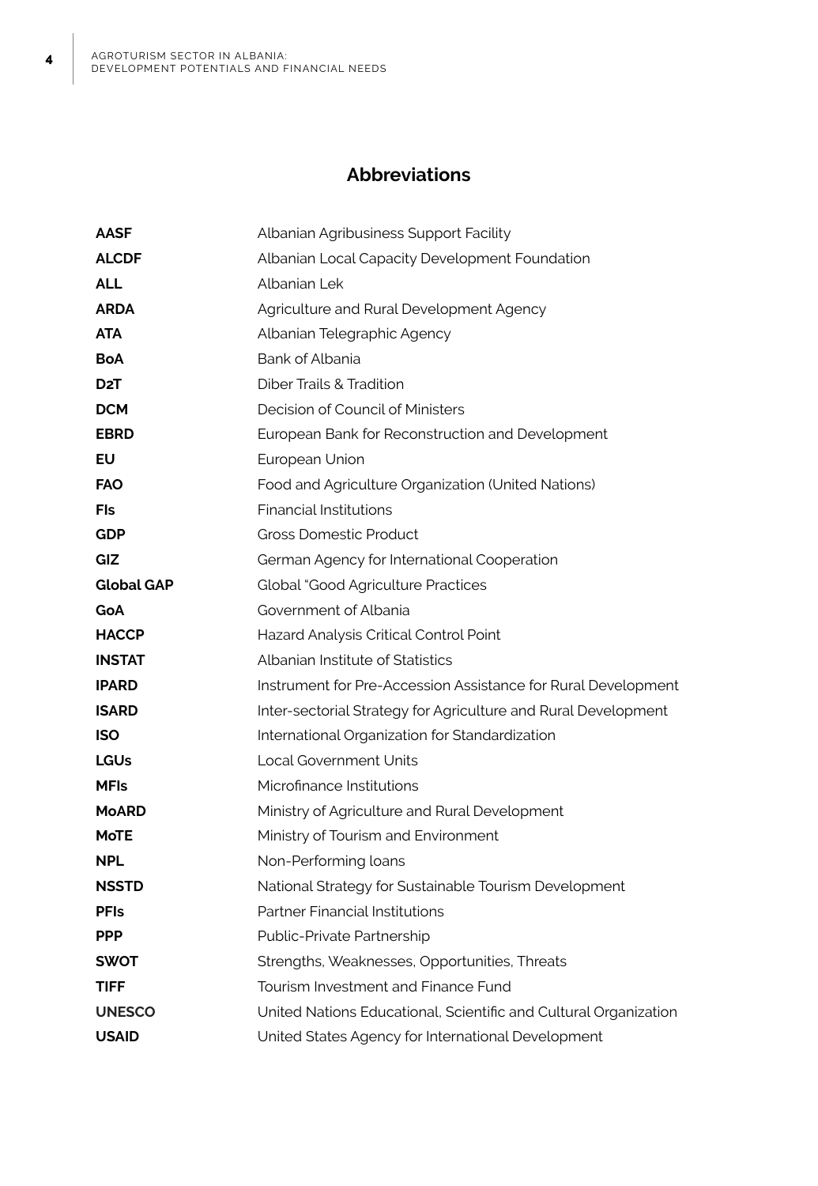## Abbreviations

| | |
|---|---|
| **AASF** | Albanian Agribusiness Support Facility |
| **ALCDF** | Albanian Local Capacity Development Foundation |
| **ALL** | Albanian Lek |
| **ARDA** | Agriculture and Rural Development Agency |
| **ATA** | Albanian Telegraphic Agency |
| **BoA** | Bank of Albania |
| **D2T** | Diber Trails & Tradition |
| **DCM** | Decision of Council of Ministers |
| **EBRD** | European Bank for Reconstruction and Development |
| **EU** | European Union |
| **FAO** | Food and Agriculture Organization (United Nations) |
| **FIs** | Financial Institutions |
| **GDP** | Gross Domestic Product |
| **GIZ** | German Agency for International Cooperation |
| **Global GAP** | Global "Good Agriculture Practices |
| **GoA** | Government of Albania |
| **HACCP** | Hazard Analysis Critical Control Point |
| **INSTAT** | Albanian Institute of Statistics |
| **IPARD** | Instrument for Pre-Accession Assistance for Rural Development |
| **ISARD** | Inter-sectorial Strategy for Agriculture and Rural Development |
| **ISO** | International Organization for Standardization |
| **LGUs** | Local Government Units |
| **MFIs** | Microfinance Institutions |
| **MoARD** | Ministry of Agriculture and Rural Development |
| **MoTE** | Ministry of Tourism and Environment |
| **NPL** | Non-Performing loans |
| **NSSTD** | National Strategy for Sustainable Tourism Development |
| **PFIs** | Partner Financial Institutions |
| **PPP** | Public-Private Partnership |
| **SWOT** | Strengths, Weaknesses, Opportunities, Threats |
| **TIFF** | Tourism Investment and Finance Fund |
| **UNESCO** | United Nations Educational, Scientific and Cultural Organization |
| **USAID** | United States Agency for International Development |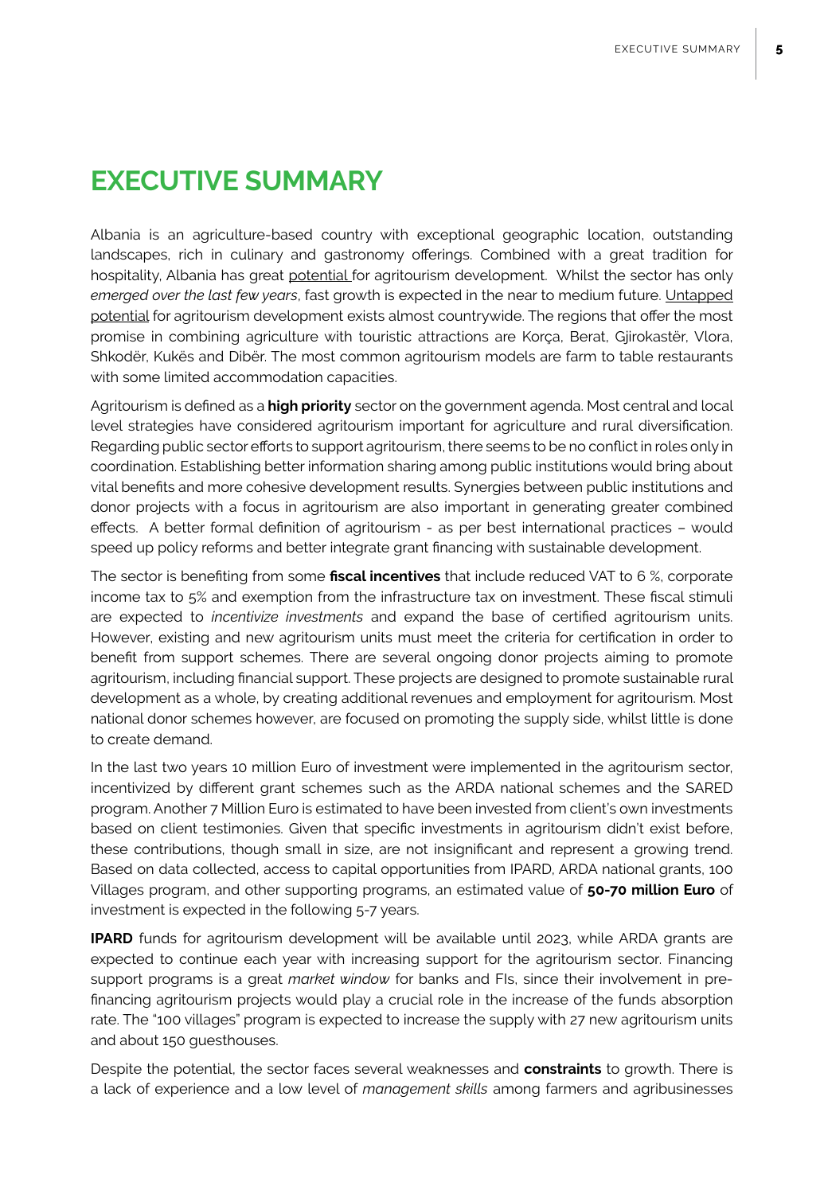# EXECUTIVE SUMMARY

Albania is an agriculture-based country with exceptional geographic location, outstanding landscapes, rich in culinary and gastronomy offerings. Combined with a great tradition for hospitality, Albania has great potential for agritourism development. Whilst the sector has only *emerged over the last few years*, fast growth is expected in the near to medium future. Untapped potential for agritourism development exists almost countrywide. The regions that offer the most promise in combining agriculture with touristic attractions are Korça, Berat, Gjirokastër, Vlora, Shkodër, Kukës and Dibër. The most common agritourism models are farm to table restaurants with some limited accommodation capacities.

Agritourism is defined as a **high priority** sector on the government agenda. Most central and local level strategies have considered agritourism important for agriculture and rural diversification. Regarding public sector efforts to support agritourism, there seems to be no conflict in roles only in coordination. Establishing better information sharing among public institutions would bring about vital benefits and more cohesive development results. Synergies between public institutions and donor projects with a focus in agritourism are also important in generating greater combined effects. A better formal definition of agritourism - as per best international practices – would speed up policy reforms and better integrate grant financing with sustainable development.

The sector is benefiting from some **fiscal incentives** that include reduced VAT to 6 %, corporate income tax to 5% and exemption from the infrastructure tax on investment. These fiscal stimuli are expected to *incentivize investments* and expand the base of certified agritourism units. However, existing and new agritourism units must meet the criteria for certification in order to benefit from support schemes. There are several ongoing donor projects aiming to promote agritourism, including financial support. These projects are designed to promote sustainable rural development as a whole, by creating additional revenues and employment for agritourism. Most national donor schemes however, are focused on promoting the supply side, whilst little is done to create demand.

In the last two years 10 million Euro of investment were implemented in the agritourism sector, incentivized by different grant schemes such as the ARDA national schemes and the SARED program. Another 7 Million Euro is estimated to have been invested from client's own investments based on client testimonies. Given that specific investments in agritourism didn't exist before, these contributions, though small in size, are not insignificant and represent a growing trend. Based on data collected, access to capital opportunities from IPARD, ARDA national grants, 100 Villages program, and other supporting programs, an estimated value of **50-70 million Euro** of investment is expected in the following 5-7 years.

**IPARD** funds for agritourism development will be available until 2023, while ARDA grants are expected to continue each year with increasing support for the agritourism sector. Financing support programs is a great *market window* for banks and FIs, since their involvement in pre-financing agritourism projects would play a crucial role in the increase of the funds absorption rate. The "100 villages" program is expected to increase the supply with 27 new agritourism units and about 150 guesthouses.

Despite the potential, the sector faces several weaknesses and **constraints** to growth. There is a lack of experience and a low level of *management skills* among farmers and agribusinesses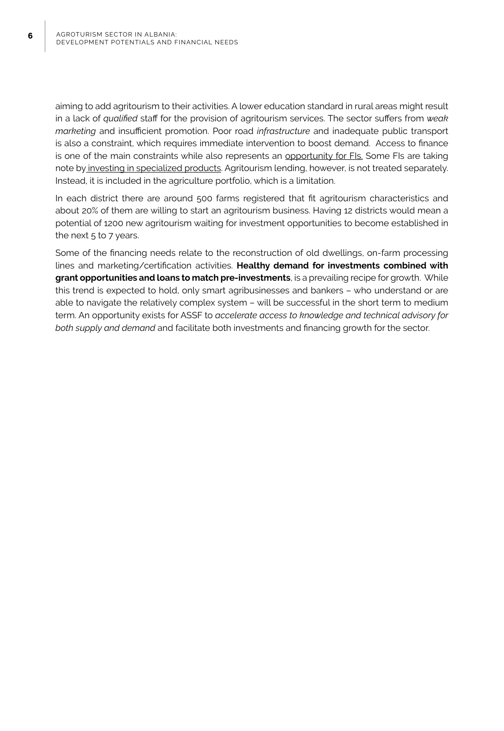aiming to add agritourism to their activities. A lower education standard in rural areas might result in a lack of *qualified* staff for the provision of agritourism services. The sector suffers from *weak marketing* and insufficient promotion. Poor road *infrastructure* and inadequate public transport is also a constraint, which requires immediate intervention to boost demand. Access to finance is one of the main constraints while also represents an opportunity for FIs. Some FIs are taking note by investing in specialized products. Agritourism lending, however, is not treated separately. Instead, it is included in the agriculture portfolio, which is a limitation.

In each district there are around 500 farms registered that fit agritourism characteristics and about 20% of them are willing to start an agritourism business. Having 12 districts would mean a potential of 1200 new agritourism waiting for investment opportunities to become established in the next 5 to 7 years.

Some of the financing needs relate to the reconstruction of old dwellings, on-farm processing lines and marketing/certification activities. **Healthy demand for investments combined with grant opportunities and loans to match pre-investments**, is a prevailing recipe for growth. While this trend is expected to hold, only smart agribusinesses and bankers – who understand or are able to navigate the relatively complex system – will be successful in the short term to medium term. An opportunity exists for ASSF to *accelerate access to knowledge and technical advisory for both supply and demand* and facilitate both investments and financing growth for the sector.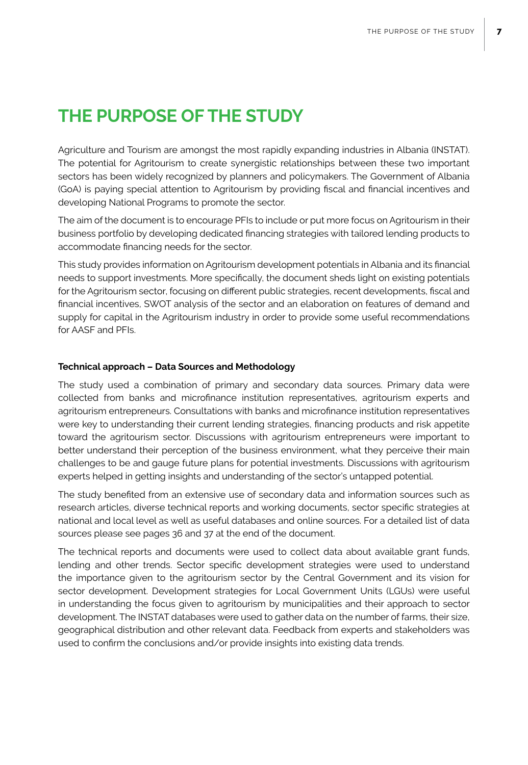# THE PURPOSE OF THE STUDY

Agriculture and Tourism are amongst the most rapidly expanding industries in Albania (INSTAT). The potential for Agritourism to create synergistic relationships between these two important sectors has been widely recognized by planners and policymakers. The Government of Albania (GoA) is paying special attention to Agritourism by providing fiscal and financial incentives and developing National Programs to promote the sector.

The aim of the document is to encourage PFIs to include or put more focus on Agritourism in their business portfolio by developing dedicated financing strategies with tailored lending products to accommodate financing needs for the sector.

This study provides information on Agritourism development potentials in Albania and its financial needs to support investments. More specifically, the document sheds light on existing potentials for the Agritourism sector, focusing on different public strategies, recent developments, fiscal and financial incentives, SWOT analysis of the sector and an elaboration on features of demand and supply for capital in the Agritourism industry in order to provide some useful recommendations for AASF and PFIs.

**Technical approach – Data Sources and Methodology**

The study used a combination of primary and secondary data sources. Primary data were collected from banks and microfinance institution representatives, agritourism experts and agritourism entrepreneurs. Consultations with banks and microfinance institution representatives were key to understanding their current lending strategies, financing products and risk appetite toward the agritourism sector. Discussions with agritourism entrepreneurs were important to better understand their perception of the business environment, what they perceive their main challenges to be and gauge future plans for potential investments. Discussions with agritourism experts helped in getting insights and understanding of the sector's untapped potential.

The study benefited from an extensive use of secondary data and information sources such as research articles, diverse technical reports and working documents, sector specific strategies at national and local level as well as useful databases and online sources. For a detailed list of data sources please see pages 36 and 37 at the end of the document.

The technical reports and documents were used to collect data about available grant funds, lending and other trends. Sector specific development strategies were used to understand the importance given to the agritourism sector by the Central Government and its vision for sector development. Development strategies for Local Government Units (LGUs) were useful in understanding the focus given to agritourism by municipalities and their approach to sector development. The INSTAT databases were used to gather data on the number of farms, their size, geographical distribution and other relevant data. Feedback from experts and stakeholders was used to confirm the conclusions and/or provide insights into existing data trends.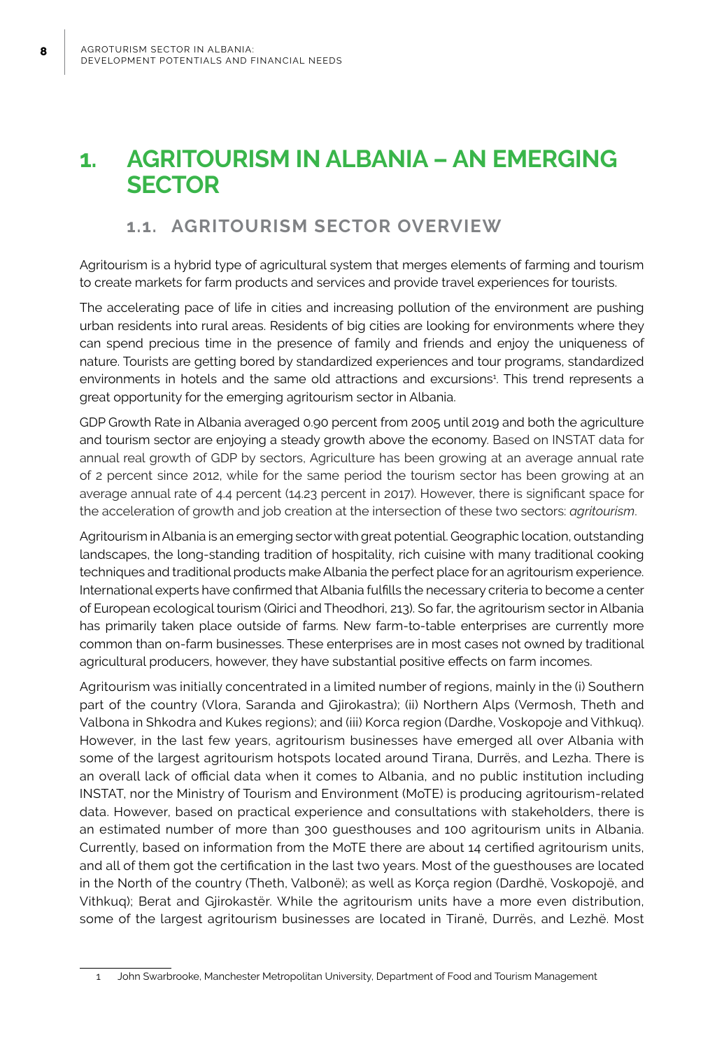# 1. AGRITOURISM IN ALBANIA – AN EMERGING SECTOR

## 1.1. AGRITOURISM SECTOR OVERVIEW

Agritourism is a hybrid type of agricultural system that merges elements of farming and tourism to create markets for farm products and services and provide travel experiences for tourists.

The accelerating pace of life in cities and increasing pollution of the environment are pushing urban residents into rural areas. Residents of big cities are looking for environments where they can spend precious time in the presence of family and friends and enjoy the uniqueness of nature. Tourists are getting bored by standardized experiences and tour programs, standardized environments in hotels and the same old attractions and excursions[1]. This trend represents a great opportunity for the emerging agritourism sector in Albania.

GDP Growth Rate in Albania averaged 0.90 percent from 2005 until 2019 and both the agriculture and tourism sector are enjoying a steady growth above the economy. Based on INSTAT data for annual real growth of GDP by sectors, Agriculture has been growing at an average annual rate of 2 percent since 2012, while for the same period the tourism sector has been growing at an average annual rate of 4.4 percent (14.23 percent in 2017). However, there is significant space for the acceleration of growth and job creation at the intersection of these two sectors: *agritourism*.

Agritourism in Albania is an emerging sector with great potential. Geographic location, outstanding landscapes, the long-standing tradition of hospitality, rich cuisine with many traditional cooking techniques and traditional products make Albania the perfect place for an agritourism experience. International experts have confirmed that Albania fulfills the necessary criteria to become a center of European ecological tourism (Qirici and Theodhori, 213). So far, the agritourism sector in Albania has primarily taken place outside of farms. New farm-to-table enterprises are currently more common than on-farm businesses. These enterprises are in most cases not owned by traditional agricultural producers, however, they have substantial positive effects on farm incomes.

Agritourism was initially concentrated in a limited number of regions, mainly in the (i) Southern part of the country (Vlora, Saranda and Gjirokastra); (ii) Northern Alps (Vermosh, Theth and Valbona in Shkodra and Kukes regions); and (iii) Korca region (Dardhe, Voskopoje and Vithkuq). However, in the last few years, agritourism businesses have emerged all over Albania with some of the largest agritourism hotspots located around Tirana, Durrës, and Lezha. There is an overall lack of official data when it comes to Albania, and no public institution including INSTAT, nor the Ministry of Tourism and Environment (MoTE) is producing agritourism-related data. However, based on practical experience and consultations with stakeholders, there is an estimated number of more than 300 guesthouses and 100 agritourism units in Albania. Currently, based on information from the MoTE there are about 14 certified agritourism units, and all of them got the certification in the last two years. Most of the guesthouses are located in the North of the country (Theth, Valbonë); as well as Korça region (Dardhë, Voskopojë, and Vithkuq); Berat and Gjirokastër. While the agritourism units have a more even distribution, some of the largest agritourism businesses are located in Tiranë, Durrës, and Lezhë. Most

[1] John Swarbrooke, Manchester Metropolitan University, Department of Food and Tourism Management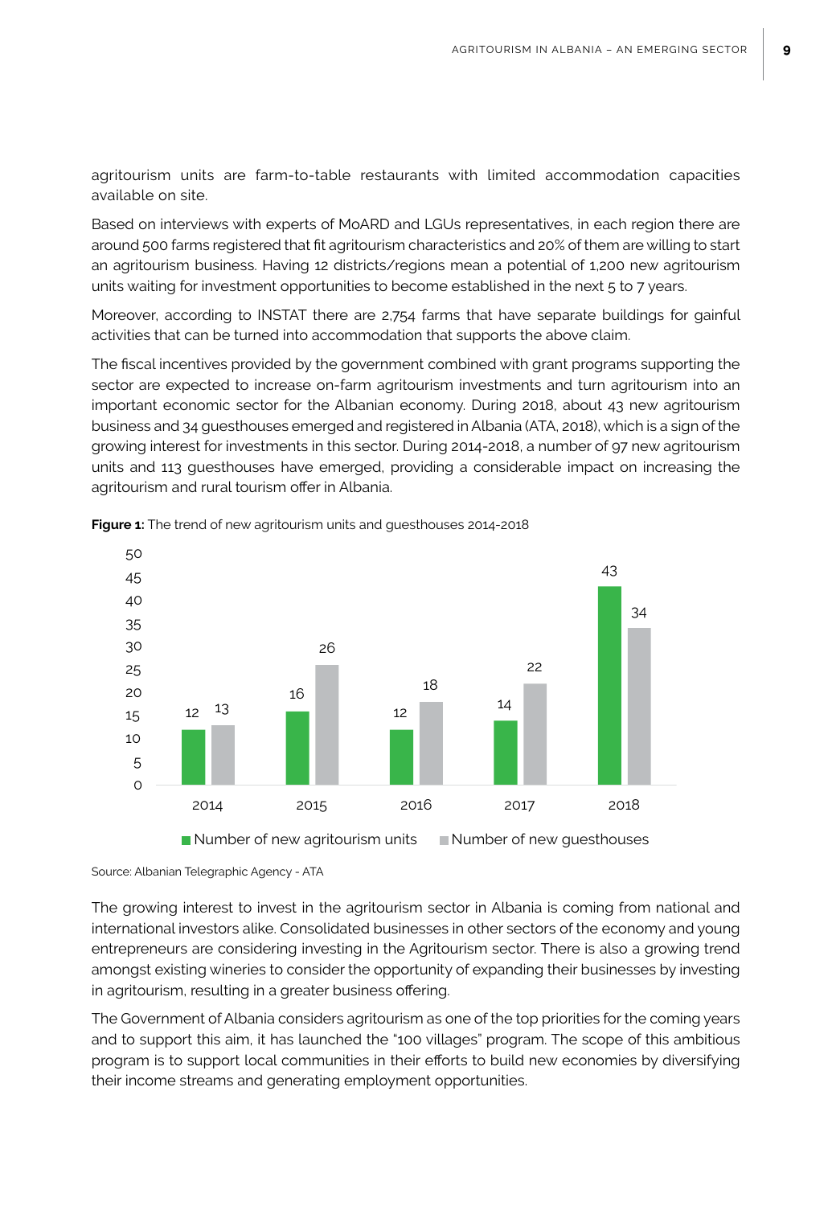agritourism units are farm-to-table restaurants with limited accommodation capacities available on site.

Based on interviews with experts of MoARD and LGUs representatives, in each region there are around 500 farms registered that fit agritourism characteristics and 20% of them are willing to start an agritourism business. Having 12 districts/regions mean a potential of 1,200 new agritourism units waiting for investment opportunities to become established in the next 5 to 7 years.

Moreover, according to INSTAT there are 2,754 farms that have separate buildings for gainful activities that can be turned into accommodation that supports the above claim.

The fiscal incentives provided by the government combined with grant programs supporting the sector are expected to increase on-farm agritourism investments and turn agritourism into an important economic sector for the Albanian economy. During 2018, about 43 new agritourism business and 34 guesthouses emerged and registered in Albania (ATA, 2018), which is a sign of the growing interest for investments in this sector. During 2014-2018, a number of 97 new agritourism units and 113 guesthouses have emerged, providing a considerable impact on increasing the agritourism and rural tourism offer in Albania.

**Figure 1:** The trend of new agritourism units and guesthouses 2014-2018

| Year | Number of new agritourism units | Number of new guesthouses |
|---|---|---|
| 2014 | 12 | 13 |
| 2015 | 16 | 26 |
| 2016 | 12 | 18 |
| 2017 | 14 | 22 |
| 2018 | 43 | 34 |

Source: Albanian Telegraphic Agency - ATA

The growing interest to invest in the agritourism sector in Albania is coming from national and international investors alike. Consolidated businesses in other sectors of the economy and young entrepreneurs are considering investing in the Agritourism sector. There is also a growing trend amongst existing wineries to consider the opportunity of expanding their businesses by investing in agritourism, resulting in a greater business offering.

The Government of Albania considers agritourism as one of the top priorities for the coming years and to support this aim, it has launched the "100 villages" program. The scope of this ambitious program is to support local communities in their efforts to build new economies by diversifying their income streams and generating employment opportunities.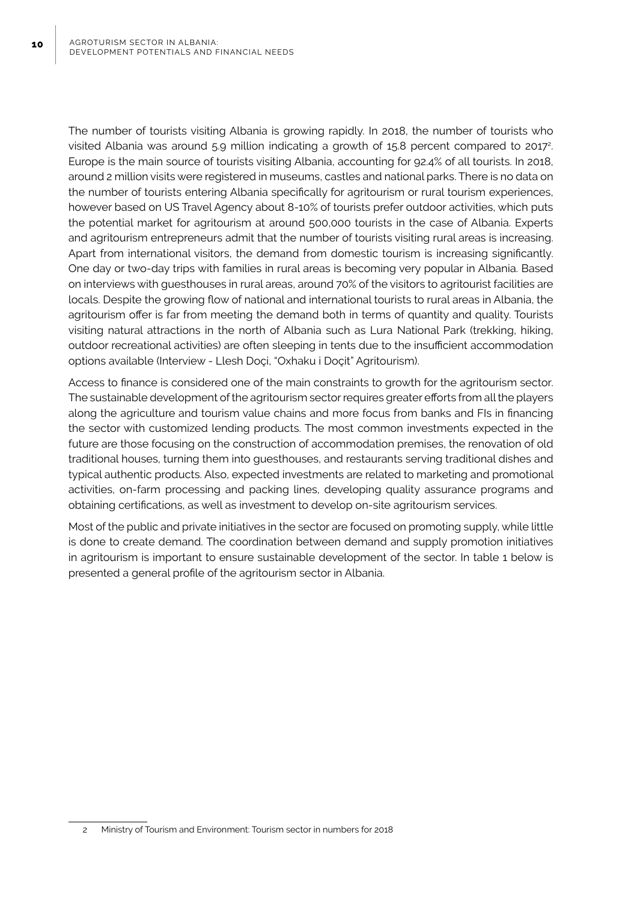The number of tourists visiting Albania is growing rapidly. In 2018, the number of tourists who visited Albania was around 5.9 million indicating a growth of 15.8 percent compared to 2017[2]. Europe is the main source of tourists visiting Albania, accounting for 92.4% of all tourists. In 2018, around 2 million visits were registered in museums, castles and national parks. There is no data on the number of tourists entering Albania specifically for agritourism or rural tourism experiences, however based on US Travel Agency about 8-10% of tourists prefer outdoor activities, which puts the potential market for agritourism at around 500,000 tourists in the case of Albania. Experts and agritourism entrepreneurs admit that the number of tourists visiting rural areas is increasing. Apart from international visitors, the demand from domestic tourism is increasing significantly. One day or two-day trips with families in rural areas is becoming very popular in Albania. Based on interviews with guesthouses in rural areas, around 70% of the visitors to agritourist facilities are locals. Despite the growing flow of national and international tourists to rural areas in Albania, the agritourism offer is far from meeting the demand both in terms of quantity and quality. Tourists visiting natural attractions in the north of Albania such as Lura National Park (trekking, hiking, outdoor recreational activities) are often sleeping in tents due to the insufficient accommodation options available (Interview - Llesh Doçi, "Oxhaku i Doçit" Agritourism).

Access to finance is considered one of the main constraints to growth for the agritourism sector. The sustainable development of the agritourism sector requires greater efforts from all the players along the agriculture and tourism value chains and more focus from banks and FIs in financing the sector with customized lending products. The most common investments expected in the future are those focusing on the construction of accommodation premises, the renovation of old traditional houses, turning them into guesthouses, and restaurants serving traditional dishes and typical authentic products. Also, expected investments are related to marketing and promotional activities, on-farm processing and packing lines, developing quality assurance programs and obtaining certifications, as well as investment to develop on-site agritourism services.

Most of the public and private initiatives in the sector are focused on promoting supply, while little is done to create demand. The coordination between demand and supply promotion initiatives in agritourism is important to ensure sustainable development of the sector. In table 1 below is presented a general profile of the agritourism sector in Albania.

2 Ministry of Tourism and Environment: Tourism sector in numbers for 2018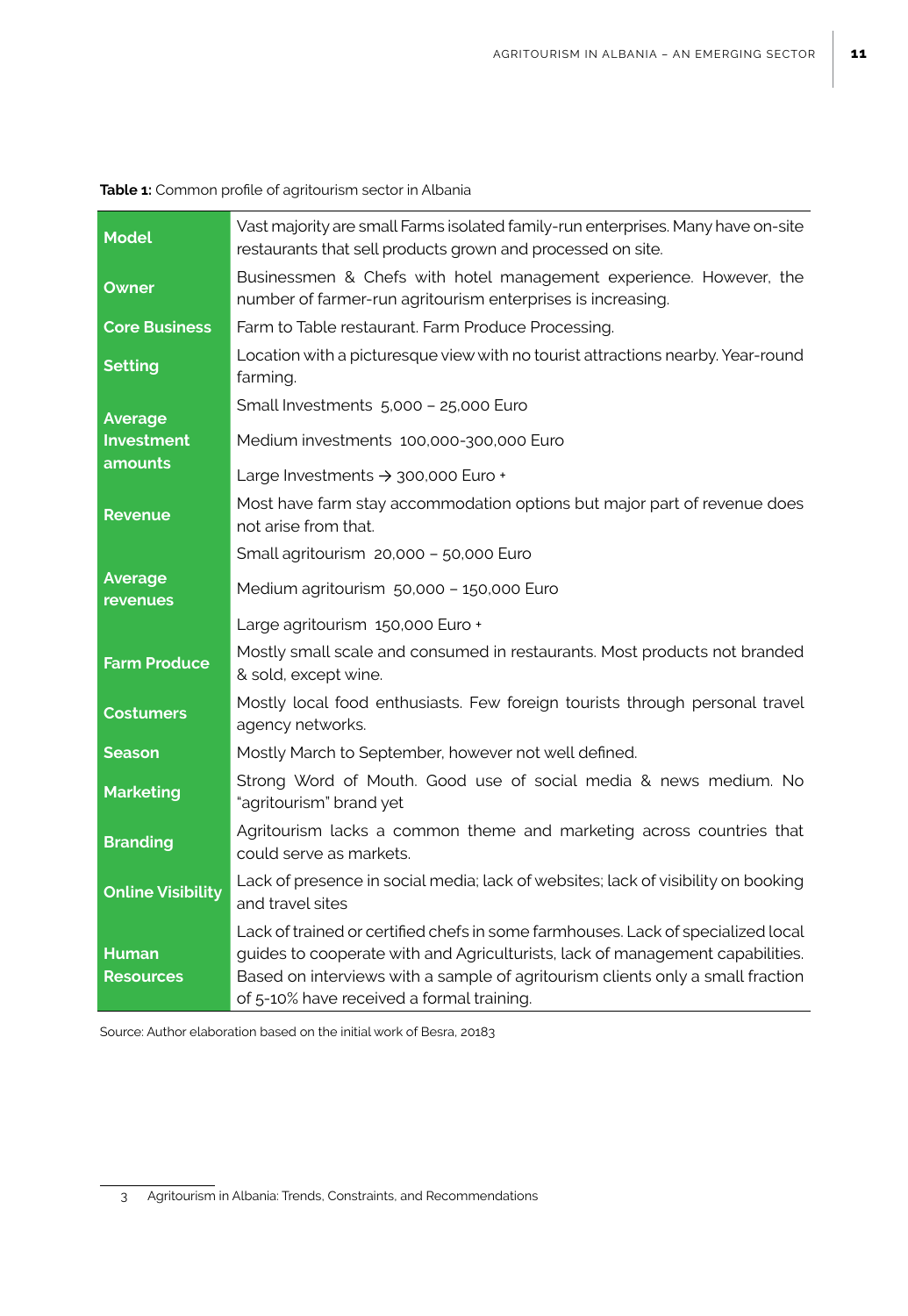**Table 1:** Common profile of agritourism sector in Albania

| | |
|---|---|
| **Model** | Vast majority are small Farms isolated family-run enterprises. Many have on-site restaurants that sell products grown and processed on site. |
| **Owner** | Businessmen & Chefs with hotel management experience. However, the number of farmer-run agritourism enterprises is increasing. |
| **Core Business** | Farm to Table restaurant. Farm Produce Processing. |
| **Setting** | Location with a picturesque view with no tourist attractions nearby. Year-round farming. |
| **Average Investment amounts** | Small Investments 5,000 – 25,000 Euro |
| | Medium investments 100,000-300,000 Euro |
| | Large Investments → 300,000 Euro + |
| **Revenue** | Most have farm stay accommodation options but major part of revenue does not arise from that. |
| **Average revenues** | Small agritourism 20,000 – 50,000 Euro |
| | Medium agritourism 50,000 – 150,000 Euro |
| | Large agritourism 150,000 Euro + |
| **Farm Produce** | Mostly small scale and consumed in restaurants. Most products not branded & sold, except wine. |
| **Costumers** | Mostly local food enthusiasts. Few foreign tourists through personal travel agency networks. |
| **Season** | Mostly March to September, however not well defined. |
| **Marketing** | Strong Word of Mouth. Good use of social media & news medium. No "agritourism" brand yet |
| **Branding** | Agritourism lacks a common theme and marketing across countries that could serve as markets. |
| **Online Visibility** | Lack of presence in social media; lack of websites; lack of visibility on booking and travel sites |
| **Human Resources** | Lack of trained or certified chefs in some farmhouses. Lack of specialized local guides to cooperate with and Agriculturists, lack of management capabilities. Based on interviews with a sample of agritourism clients only a small fraction of 5-10% have received a formal training. |

Source: Author elaboration based on the initial work of Besra, 2018[3]

3 Agritourism in Albania: Trends, Constraints, and Recommendations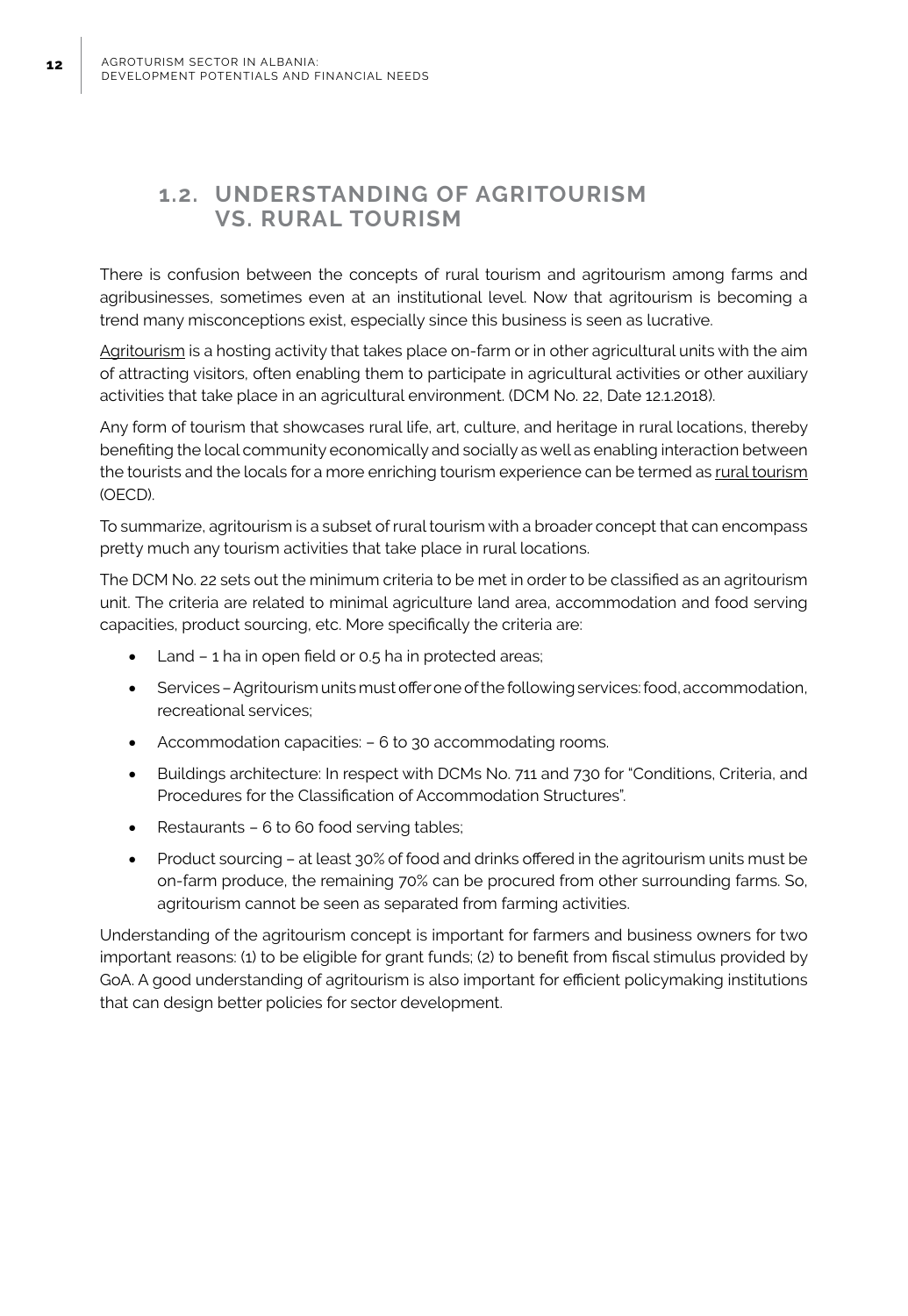## 1.2. UNDERSTANDING OF AGRITOURISM VS. RURAL TOURISM

There is confusion between the concepts of rural tourism and agritourism among farms and agribusinesses, sometimes even at an institutional level. Now that agritourism is becoming a trend many misconceptions exist, especially since this business is seen as lucrative.

Agritourism is a hosting activity that takes place on-farm or in other agricultural units with the aim of attracting visitors, often enabling them to participate in agricultural activities or other auxiliary activities that take place in an agricultural environment. (DCM No. 22, Date 12.1.2018).

Any form of tourism that showcases rural life, art, culture, and heritage in rural locations, thereby benefiting the local community economically and socially as well as enabling interaction between the tourists and the locals for a more enriching tourism experience can be termed as rural tourism (OECD).

To summarize, agritourism is a subset of rural tourism with a broader concept that can encompass pretty much any tourism activities that take place in rural locations.

The DCM No. 22 sets out the minimum criteria to be met in order to be classified as an agritourism unit. The criteria are related to minimal agriculture land area, accommodation and food serving capacities, product sourcing, etc. More specifically the criteria are:

- Land – 1 ha in open field or 0.5 ha in protected areas;
- Services – Agritourism units must offer one of the following services: food, accommodation, recreational services;
- Accommodation capacities: – 6 to 30 accommodating rooms.
- Buildings architecture: In respect with DCMs No. 711 and 730 for "Conditions, Criteria, and Procedures for the Classification of Accommodation Structures".
- Restaurants – 6 to 60 food serving tables;
- Product sourcing – at least 30% of food and drinks offered in the agritourism units must be on-farm produce, the remaining 70% can be procured from other surrounding farms. So, agritourism cannot be seen as separated from farming activities.

Understanding of the agritourism concept is important for farmers and business owners for two important reasons: (1) to be eligible for grant funds; (2) to benefit from fiscal stimulus provided by GoA. A good understanding of agritourism is also important for efficient policymaking institutions that can design better policies for sector development.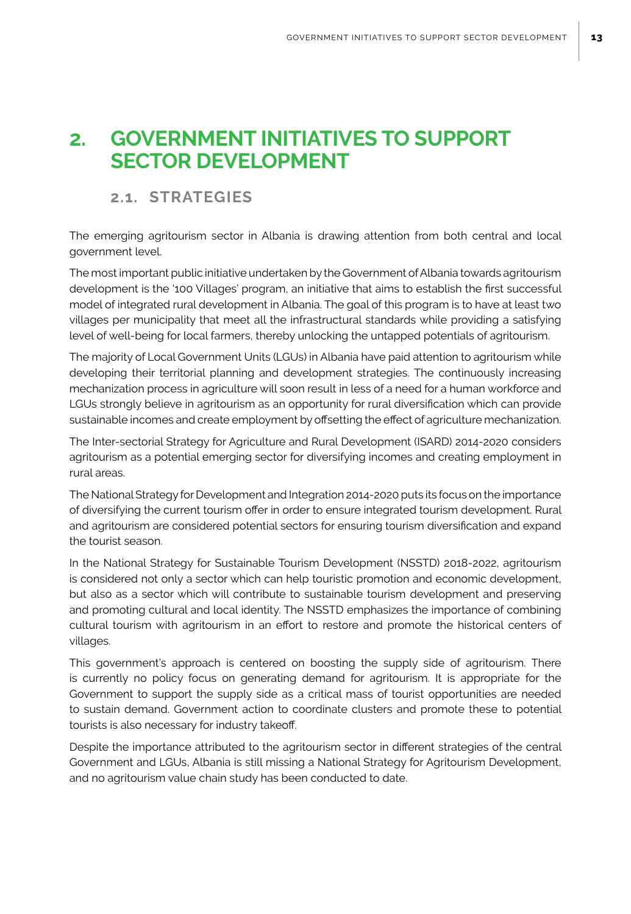# 2. GOVERNMENT INITIATIVES TO SUPPORT SECTOR DEVELOPMENT

## 2.1. STRATEGIES

The emerging agritourism sector in Albania is drawing attention from both central and local government level.

The most important public initiative undertaken by the Government of Albania towards agritourism development is the '100 Villages' program, an initiative that aims to establish the first successful model of integrated rural development in Albania. The goal of this program is to have at least two villages per municipality that meet all the infrastructural standards while providing a satisfying level of well-being for local farmers, thereby unlocking the untapped potentials of agritourism.

The majority of Local Government Units (LGUs) in Albania have paid attention to agritourism while developing their territorial planning and development strategies. The continuously increasing mechanization process in agriculture will soon result in less of a need for a human workforce and LGUs strongly believe in agritourism as an opportunity for rural diversification which can provide sustainable incomes and create employment by offsetting the effect of agriculture mechanization.

The Inter-sectorial Strategy for Agriculture and Rural Development (ISARD) 2014-2020 considers agritourism as a potential emerging sector for diversifying incomes and creating employment in rural areas.

The National Strategy for Development and Integration 2014-2020 puts its focus on the importance of diversifying the current tourism offer in order to ensure integrated tourism development. Rural and agritourism are considered potential sectors for ensuring tourism diversification and expand the tourist season.

In the National Strategy for Sustainable Tourism Development (NSSTD) 2018-2022, agritourism is considered not only a sector which can help touristic promotion and economic development, but also as a sector which will contribute to sustainable tourism development and preserving and promoting cultural and local identity. The NSSTD emphasizes the importance of combining cultural tourism with agritourism in an effort to restore and promote the historical centers of villages.

This government's approach is centered on boosting the supply side of agritourism. There is currently no policy focus on generating demand for agritourism. It is appropriate for the Government to support the supply side as a critical mass of tourist opportunities are needed to sustain demand. Government action to coordinate clusters and promote these to potential tourists is also necessary for industry takeoff.

Despite the importance attributed to the agritourism sector in different strategies of the central Government and LGUs, Albania is still missing a National Strategy for Agritourism Development, and no agritourism value chain study has been conducted to date.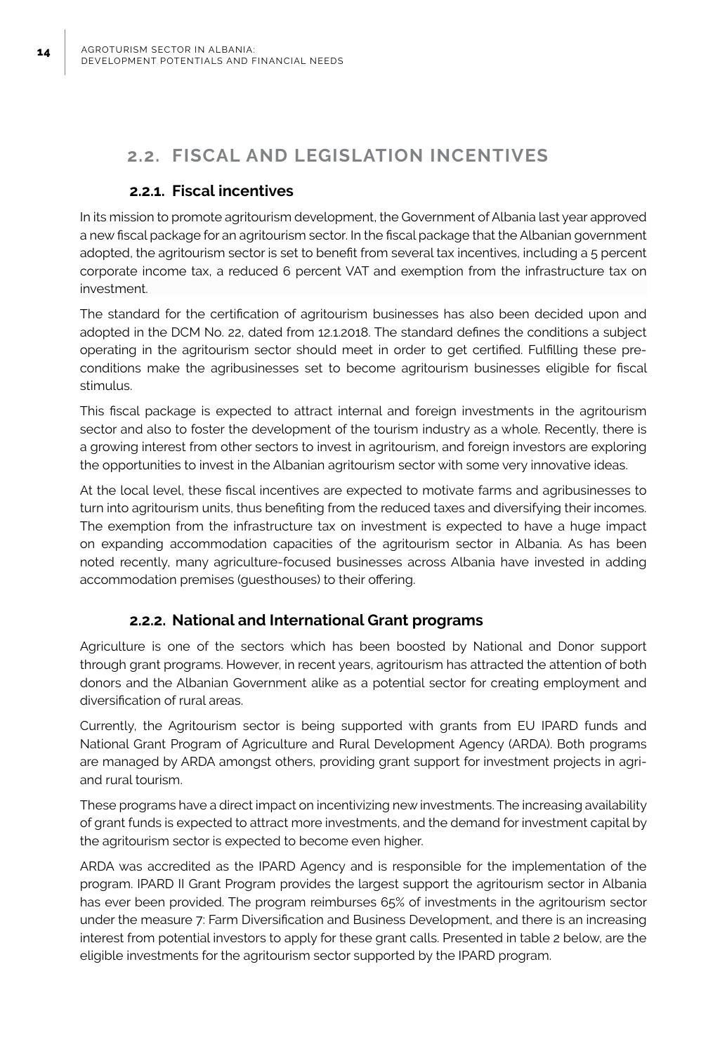## 2.2. FISCAL AND LEGISLATION INCENTIVES

### 2.2.1. Fiscal incentives

In its mission to promote agritourism development, the Government of Albania last year approved a new fiscal package for an agritourism sector. In the fiscal package that the Albanian government adopted, the agritourism sector is set to benefit from several tax incentives, including a 5 percent corporate income tax, a reduced 6 percent VAT and exemption from the infrastructure tax on investment.

The standard for the certification of agritourism businesses has also been decided upon and adopted in the DCM No. 22, dated from 12.1.2018. The standard defines the conditions a subject operating in the agritourism sector should meet in order to get certified. Fulfilling these pre-conditions make the agribusinesses set to become agritourism businesses eligible for fiscal stimulus.

This fiscal package is expected to attract internal and foreign investments in the agritourism sector and also to foster the development of the tourism industry as a whole. Recently, there is a growing interest from other sectors to invest in agritourism, and foreign investors are exploring the opportunities to invest in the Albanian agritourism sector with some very innovative ideas.

At the local level, these fiscal incentives are expected to motivate farms and agribusinesses to turn into agritourism units, thus benefiting from the reduced taxes and diversifying their incomes. The exemption from the infrastructure tax on investment is expected to have a huge impact on expanding accommodation capacities of the agritourism sector in Albania. As has been noted recently, many agriculture-focused businesses across Albania have invested in adding accommodation premises (guesthouses) to their offering.

### 2.2.2. National and International Grant programs

Agriculture is one of the sectors which has been boosted by National and Donor support through grant programs. However, in recent years, agritourism has attracted the attention of both donors and the Albanian Government alike as a potential sector for creating employment and diversification of rural areas.

Currently, the Agritourism sector is being supported with grants from EU IPARD funds and National Grant Program of Agriculture and Rural Development Agency (ARDA). Both programs are managed by ARDA amongst others, providing grant support for investment projects in agri- and rural tourism.

These programs have a direct impact on incentivizing new investments. The increasing availability of grant funds is expected to attract more investments, and the demand for investment capital by the agritourism sector is expected to become even higher.

ARDA was accredited as the IPARD Agency and is responsible for the implementation of the program. IPARD II Grant Program provides the largest support the agritourism sector in Albania has ever been provided. The program reimburses 65% of investments in the agritourism sector under the measure 7: Farm Diversification and Business Development, and there is an increasing interest from potential investors to apply for these grant calls. Presented in table 2 below, are the eligible investments for the agritourism sector supported by the IPARD program.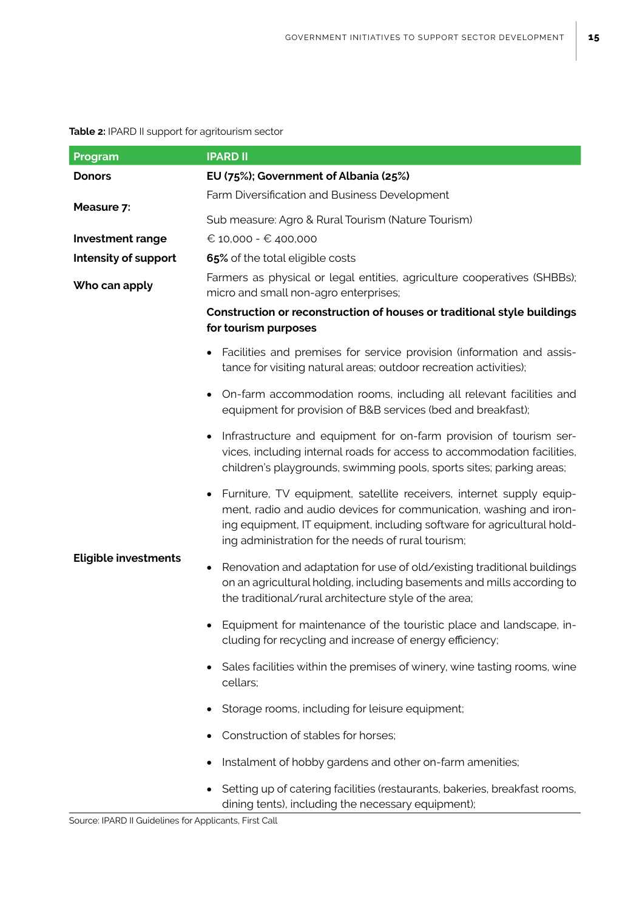**Table 2:** IPARD II support for agritourism sector

| Program | IPARD II |
|---|---|
| **Donors** | **EU (75%); Government of Albania (25%)** |
| **Measure 7:** | Farm Diversification and Business Development<br>Sub measure: Agro & Rural Tourism (Nature Tourism) |
| **Investment range** | € 10,000 - € 400,000 |
| **Intensity of support** | **65%** of the total eligible costs |
| **Who can apply** | Farmers as physical or legal entities, agriculture cooperatives (SHBBs); micro and small non-agro enterprises; |
| **Eligible investments** | **Construction or reconstruction of houses or traditional style buildings for tourism purposes**<br>• Facilities and premises for service provision (information and assistance for visiting natural areas; outdoor recreation activities);<br>• On-farm accommodation rooms, including all relevant facilities and equipment for provision of B&B services (bed and breakfast);<br>• Infrastructure and equipment for on-farm provision of tourism services, including internal roads for access to accommodation facilities, children's playgrounds, swimming pools, sports sites; parking areas;<br>• Furniture, TV equipment, satellite receivers, internet supply equipment, radio and audio devices for communication, washing and ironing equipment, IT equipment, including software for agricultural holding administration for the needs of rural tourism;<br>• Renovation and adaptation for use of old/existing traditional buildings on an agricultural holding, including basements and mills according to the traditional/rural architecture style of the area;<br>• Equipment for maintenance of the touristic place and landscape, including for recycling and increase of energy efficiency;<br>• Sales facilities within the premises of winery, wine tasting rooms, wine cellars;<br>• Storage rooms, including for leisure equipment;<br>• Construction of stables for horses;<br>• Instalment of hobby gardens and other on-farm amenities;<br>• Setting up of catering facilities (restaurants, bakeries, breakfast rooms, dining tents), including the necessary equipment); |

Source: IPARD II Guidelines for Applicants, First Call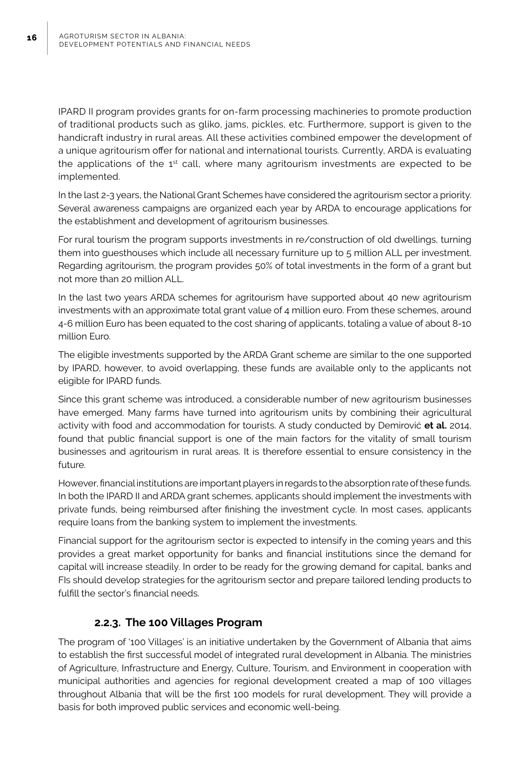IPARD II program provides grants for on-farm processing machineries to promote production of traditional products such as gliko, jams, pickles, etc. Furthermore, support is given to the handicraft industry in rural areas. All these activities combined empower the development of a unique agritourism offer for national and international tourists. Currently, ARDA is evaluating the applications of the 1st call, where many agritourism investments are expected to be implemented.

In the last 2-3 years, the National Grant Schemes have considered the agritourism sector a priority. Several awareness campaigns are organized each year by ARDA to encourage applications for the establishment and development of agritourism businesses.

For rural tourism the program supports investments in re/construction of old dwellings, turning them into guesthouses which include all necessary furniture up to 5 million ALL per investment. Regarding agritourism, the program provides 50% of total investments in the form of a grant but not more than 20 million ALL.

In the last two years ARDA schemes for agritourism have supported about 40 new agritourism investments with an approximate total grant value of 4 million euro. From these schemes, around 4-6 million Euro has been equated to the cost sharing of applicants, totaling a value of about 8-10 million Euro.

The eligible investments supported by the ARDA Grant scheme are similar to the one supported by IPARD, however, to avoid overlapping, these funds are available only to the applicants not eligible for IPARD funds.

Since this grant scheme was introduced, a considerable number of new agritourism businesses have emerged. Many farms have turned into agritourism units by combining their agricultural activity with food and accommodation for tourists. A study conducted by Demirović **et al.** 2014, found that public financial support is one of the main factors for the vitality of small tourism businesses and agritourism in rural areas. It is therefore essential to ensure consistency in the future.

However, financial institutions are important players in regards to the absorption rate of these funds. In both the IPARD II and ARDA grant schemes, applicants should implement the investments with private funds, being reimbursed after finishing the investment cycle. In most cases, applicants require loans from the banking system to implement the investments.

Financial support for the agritourism sector is expected to intensify in the coming years and this provides a great market opportunity for banks and financial institutions since the demand for capital will increase steadily. In order to be ready for the growing demand for capital, banks and FIs should develop strategies for the agritourism sector and prepare tailored lending products to fulfill the sector's financial needs.

### 2.2.3. The 100 Villages Program

The program of '100 Villages' is an initiative undertaken by the Government of Albania that aims to establish the first successful model of integrated rural development in Albania. The ministries of Agriculture, Infrastructure and Energy, Culture, Tourism, and Environment in cooperation with municipal authorities and agencies for regional development created a map of 100 villages throughout Albania that will be the first 100 models for rural development. They will provide a basis for both improved public services and economic well-being.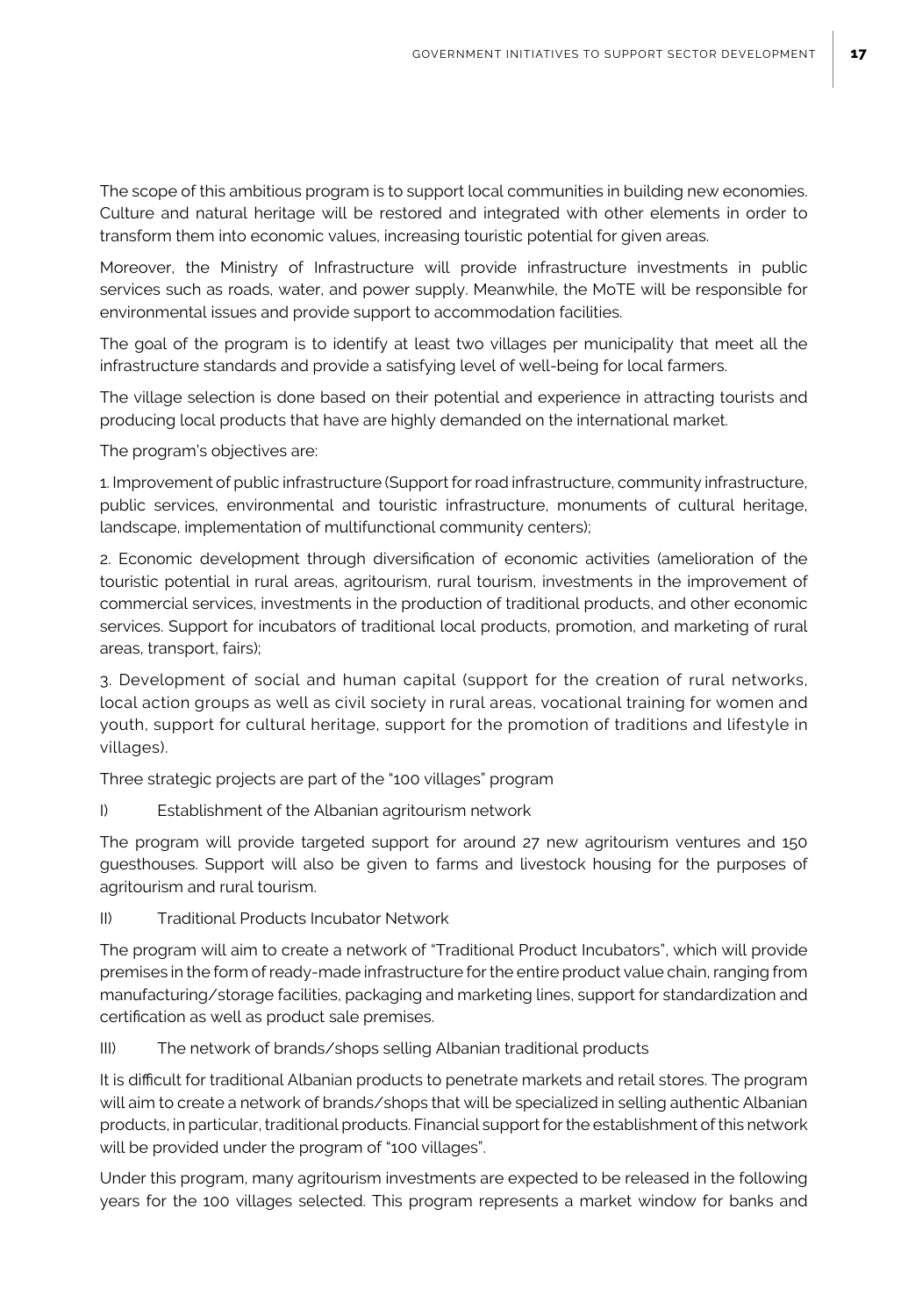The scope of this ambitious program is to support local communities in building new economies. Culture and natural heritage will be restored and integrated with other elements in order to transform them into economic values, increasing touristic potential for given areas.

Moreover, the Ministry of Infrastructure will provide infrastructure investments in public services such as roads, water, and power supply. Meanwhile, the MoTE will be responsible for environmental issues and provide support to accommodation facilities.

The goal of the program is to identify at least two villages per municipality that meet all the infrastructure standards and provide a satisfying level of well-being for local farmers.

The village selection is done based on their potential and experience in attracting tourists and producing local products that have are highly demanded on the international market.

The program's objectives are:

1. Improvement of public infrastructure (Support for road infrastructure, community infrastructure, public services, environmental and touristic infrastructure, monuments of cultural heritage, landscape, implementation of multifunctional community centers);

2. Economic development through diversification of economic activities (amelioration of the touristic potential in rural areas, agritourism, rural tourism, investments in the improvement of commercial services, investments in the production of traditional products, and other economic services. Support for incubators of traditional local products, promotion, and marketing of rural areas, transport, fairs);

3. Development of social and human capital (support for the creation of rural networks, local action groups as well as civil society in rural areas, vocational training for women and youth, support for cultural heritage, support for the promotion of traditions and lifestyle in villages).

Three strategic projects are part of the "100 villages" program

I) Establishment of the Albanian agritourism network

The program will provide targeted support for around 27 new agritourism ventures and 150 guesthouses. Support will also be given to farms and livestock housing for the purposes of agritourism and rural tourism.

II) Traditional Products Incubator Network

The program will aim to create a network of "Traditional Product Incubators", which will provide premises in the form of ready-made infrastructure for the entire product value chain, ranging from manufacturing/storage facilities, packaging and marketing lines, support for standardization and certification as well as product sale premises.

III) The network of brands/shops selling Albanian traditional products

It is difficult for traditional Albanian products to penetrate markets and retail stores. The program will aim to create a network of brands/shops that will be specialized in selling authentic Albanian products, in particular, traditional products. Financial support for the establishment of this network will be provided under the program of "100 villages".

Under this program, many agritourism investments are expected to be released in the following years for the 100 villages selected. This program represents a market window for banks and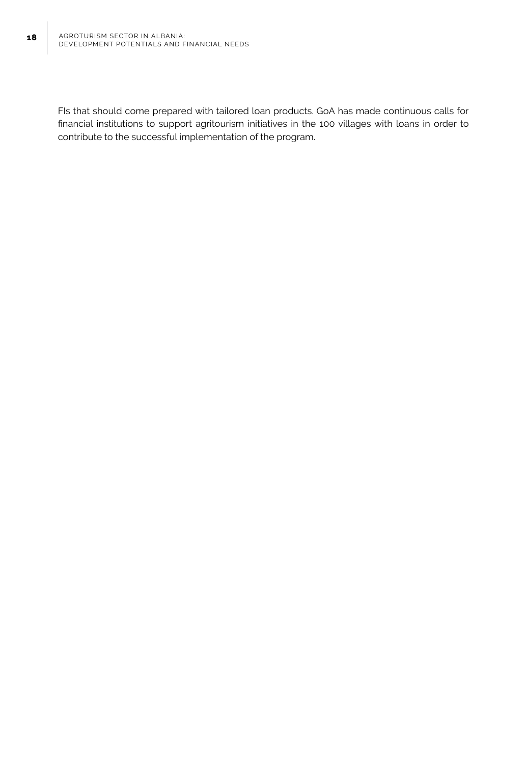FIs that should come prepared with tailored loan products. GoA has made continuous calls for financial institutions to support agritourism initiatives in the 100 villages with loans in order to contribute to the successful implementation of the program.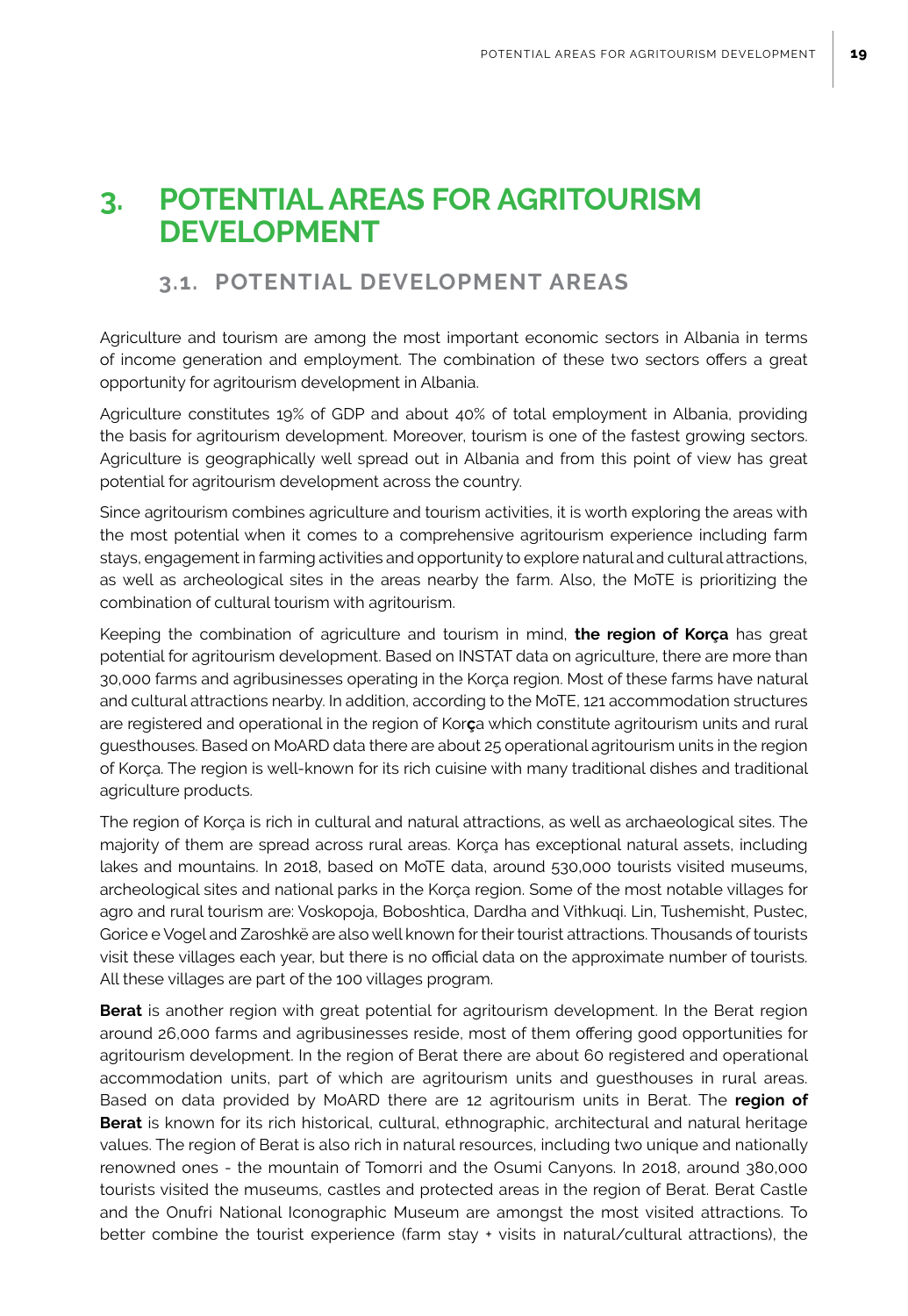# 3. POTENTIAL AREAS FOR AGRITOURISM DEVELOPMENT

## 3.1. POTENTIAL DEVELOPMENT AREAS

Agriculture and tourism are among the most important economic sectors in Albania in terms of income generation and employment. The combination of these two sectors offers a great opportunity for agritourism development in Albania.

Agriculture constitutes 19% of GDP and about 40% of total employment in Albania, providing the basis for agritourism development. Moreover, tourism is one of the fastest growing sectors. Agriculture is geographically well spread out in Albania and from this point of view has great potential for agritourism development across the country.

Since agritourism combines agriculture and tourism activities, it is worth exploring the areas with the most potential when it comes to a comprehensive agritourism experience including farm stays, engagement in farming activities and opportunity to explore natural and cultural attractions, as well as archeological sites in the areas nearby the farm. Also, the MoTE is prioritizing the combination of cultural tourism with agritourism.

Keeping the combination of agriculture and tourism in mind, **the region of Korça** has great potential for agritourism development. Based on INSTAT data on agriculture, there are more than 30,000 farms and agribusinesses operating in the Korça region. Most of these farms have natural and cultural attractions nearby. In addition, according to the MoTE, 121 accommodation structures are registered and operational in the region of Korça which constitute agritourism units and rural guesthouses. Based on MoARD data there are about 25 operational agritourism units in the region of Korça. The region is well-known for its rich cuisine with many traditional dishes and traditional agriculture products.

The region of Korça is rich in cultural and natural attractions, as well as archaeological sites. The majority of them are spread across rural areas. Korça has exceptional natural assets, including lakes and mountains. In 2018, based on MoTE data, around 530,000 tourists visited museums, archeological sites and national parks in the Korça region. Some of the most notable villages for agro and rural tourism are: Voskopoja, Boboshtica, Dardha and Vithkuqi. Lin, Tushemisht, Pustec, Gorice e Vogel and Zaroshkë are also well known for their tourist attractions. Thousands of tourists visit these villages each year, but there is no official data on the approximate number of tourists. All these villages are part of the 100 villages program.

**Berat** is another region with great potential for agritourism development. In the Berat region around 26,000 farms and agribusinesses reside, most of them offering good opportunities for agritourism development. In the region of Berat there are about 60 registered and operational accommodation units, part of which are agritourism units and guesthouses in rural areas. Based on data provided by MoARD there are 12 agritourism units in Berat. The **region of Berat** is known for its rich historical, cultural, ethnographic, architectural and natural heritage values. The region of Berat is also rich in natural resources, including two unique and nationally renowned ones - the mountain of Tomorri and the Osumi Canyons. In 2018, around 380,000 tourists visited the museums, castles and protected areas in the region of Berat. Berat Castle and the Onufri National Iconographic Museum are amongst the most visited attractions. To better combine the tourist experience (farm stay + visits in natural/cultural attractions), the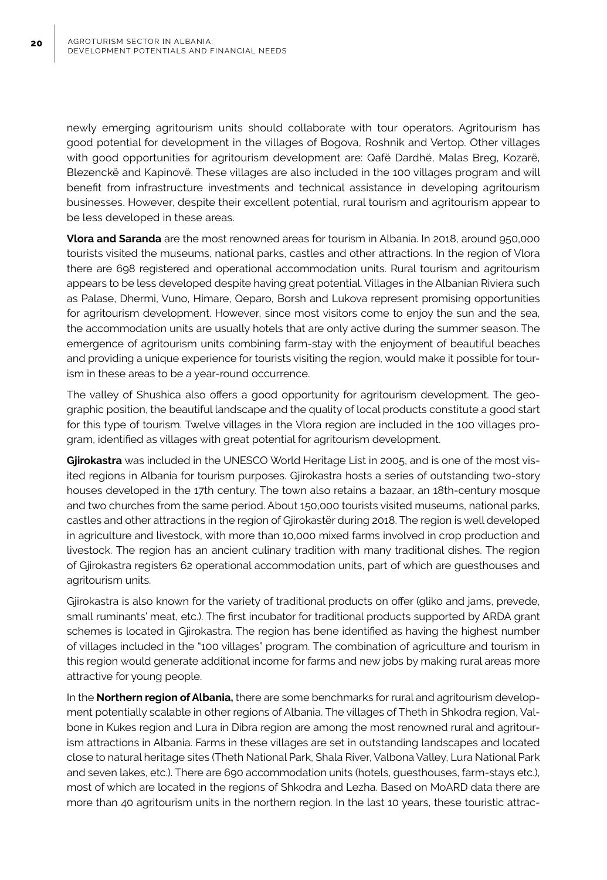newly emerging agritourism units should collaborate with tour operators. Agritourism has good potential for development in the villages of Bogova, Roshnik and Vertop. Other villages with good opportunities for agritourism development are: Qafë Dardhë, Malas Breg, Kozarë, Blezenckë and Kapinovë. These villages are also included in the 100 villages program and will benefit from infrastructure investments and technical assistance in developing agritourism businesses. However, despite their excellent potential, rural tourism and agritourism appear to be less developed in these areas.

**Vlora and Saranda** are the most renowned areas for tourism in Albania. In 2018, around 950,000 tourists visited the museums, national parks, castles and other attractions. In the region of Vlora there are 698 registered and operational accommodation units. Rural tourism and agritourism appears to be less developed despite having great potential. Villages in the Albanian Riviera such as Palase, Dhermi, Vuno, Himare, Qeparo, Borsh and Lukova represent promising opportunities for agritourism development. However, since most visitors come to enjoy the sun and the sea, the accommodation units are usually hotels that are only active during the summer season. The emergence of agritourism units combining farm-stay with the enjoyment of beautiful beaches and providing a unique experience for tourists visiting the region, would make it possible for tourism in these areas to be a year-round occurrence.

The valley of Shushica also offers a good opportunity for agritourism development. The geographic position, the beautiful landscape and the quality of local products constitute a good start for this type of tourism. Twelve villages in the Vlora region are included in the 100 villages program, identified as villages with great potential for agritourism development.

**Gjirokastra** was included in the UNESCO World Heritage List in 2005, and is one of the most visited regions in Albania for tourism purposes. Gjirokastra hosts a series of outstanding two-story houses developed in the 17th century. The town also retains a bazaar, an 18th-century mosque and two churches from the same period. About 150,000 tourists visited museums, national parks, castles and other attractions in the region of Gjirokastër during 2018. The region is well developed in agriculture and livestock, with more than 10,000 mixed farms involved in crop production and livestock. The region has an ancient culinary tradition with many traditional dishes. The region of Gjirokastra registers 62 operational accommodation units, part of which are guesthouses and agritourism units.

Gjirokastra is also known for the variety of traditional products on offer (gliko and jams, prevede, small ruminants' meat, etc.). The first incubator for traditional products supported by ARDA grant schemes is located in Gjirokastra. The region has bene identified as having the highest number of villages included in the "100 villages" program. The combination of agriculture and tourism in this region would generate additional income for farms and new jobs by making rural areas more attractive for young people.

In the **Northern region of Albania,** there are some benchmarks for rural and agritourism development potentially scalable in other regions of Albania. The villages of Theth in Shkodra region, Valbone in Kukes region and Lura in Dibra region are among the most renowned rural and agritourism attractions in Albania. Farms in these villages are set in outstanding landscapes and located close to natural heritage sites (Theth National Park, Shala River, Valbona Valley, Lura National Park and seven lakes, etc.). There are 690 accommodation units (hotels, guesthouses, farm-stays etc.), most of which are located in the regions of Shkodra and Lezha. Based on MoARD data there are more than 40 agritourism units in the northern region. In the last 10 years, these touristic attrac-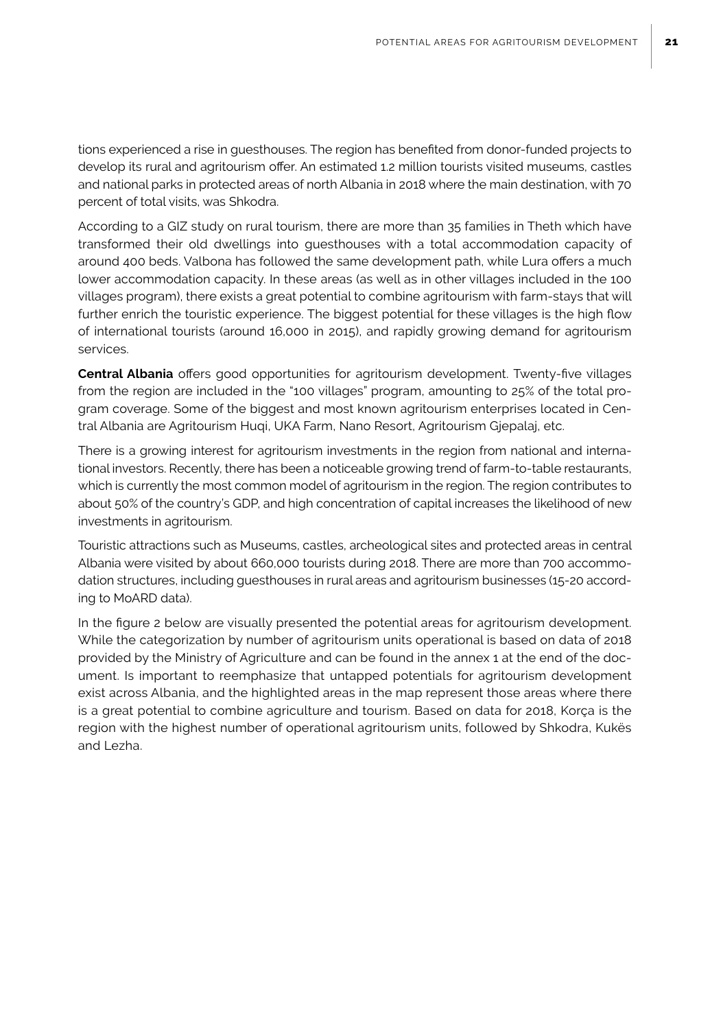tions experienced a rise in guesthouses. The region has benefited from donor-funded projects to develop its rural and agritourism offer. An estimated 1.2 million tourists visited museums, castles and national parks in protected areas of north Albania in 2018 where the main destination, with 70 percent of total visits, was Shkodra.

According to a GIZ study on rural tourism, there are more than 35 families in Theth which have transformed their old dwellings into guesthouses with a total accommodation capacity of around 400 beds. Valbona has followed the same development path, while Lura offers a much lower accommodation capacity. In these areas (as well as in other villages included in the 100 villages program), there exists a great potential to combine agritourism with farm-stays that will further enrich the touristic experience. The biggest potential for these villages is the high flow of international tourists (around 16,000 in 2015), and rapidly growing demand for agritourism services.

**Central Albania** offers good opportunities for agritourism development. Twenty-five villages from the region are included in the "100 villages" program, amounting to 25% of the total program coverage. Some of the biggest and most known agritourism enterprises located in Central Albania are Agritourism Huqi, UKA Farm, Nano Resort, Agritourism Gjepalaj, etc.

There is a growing interest for agritourism investments in the region from national and international investors. Recently, there has been a noticeable growing trend of farm-to-table restaurants, which is currently the most common model of agritourism in the region. The region contributes to about 50% of the country's GDP, and high concentration of capital increases the likelihood of new investments in agritourism.

Touristic attractions such as Museums, castles, archeological sites and protected areas in central Albania were visited by about 660,000 tourists during 2018. There are more than 700 accommodation structures, including guesthouses in rural areas and agritourism businesses (15-20 according to MoARD data).

In the figure 2 below are visually presented the potential areas for agritourism development. While the categorization by number of agritourism units operational is based on data of 2018 provided by the Ministry of Agriculture and can be found in the annex 1 at the end of the document. Is important to reemphasize that untapped potentials for agritourism development exist across Albania, and the highlighted areas in the map represent those areas where there is a great potential to combine agriculture and tourism. Based on data for 2018, Korça is the region with the highest number of operational agritourism units, followed by Shkodra, Kukës and Lezha.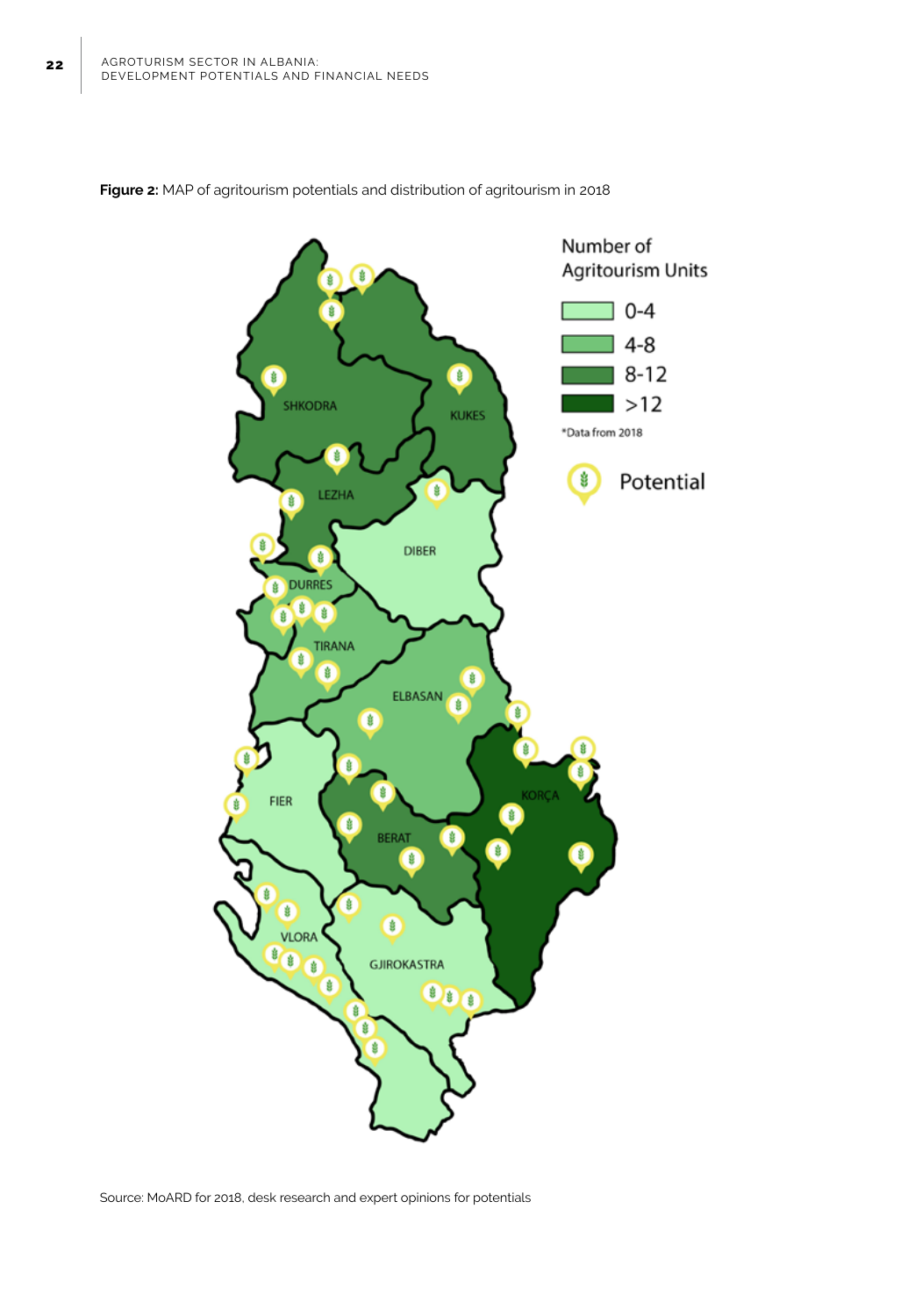**Figure 2:** MAP of agritourism potentials and distribution of agritourism in 2018

Source: MoARD for 2018, desk research and expert opinions for potentials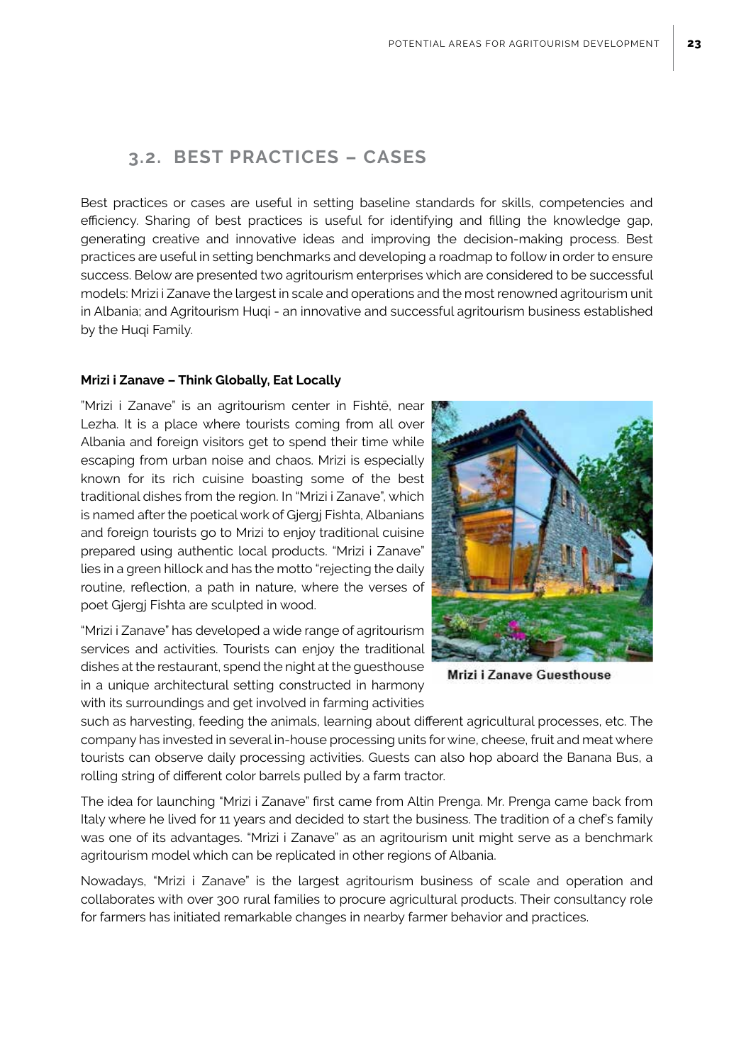## 3.2. BEST PRACTICES – CASES

Best practices or cases are useful in setting baseline standards for skills, competencies and efficiency. Sharing of best practices is useful for identifying and filling the knowledge gap, generating creative and innovative ideas and improving the decision-making process. Best practices are useful in setting benchmarks and developing a roadmap to follow in order to ensure success. Below are presented two agritourism enterprises which are considered to be successful models: Mrizi i Zanave the largest in scale and operations and the most renowned agritourism unit in Albania; and Agritourism Huqi - an innovative and successful agritourism business established by the Huqi Family.

**Mrizi i Zanave – Think Globally, Eat Locally**

"Mrizi i Zanave" is an agritourism center in Fishtë, near Lezha. It is a place where tourists coming from all over Albania and foreign visitors get to spend their time while escaping from urban noise and chaos. Mrizi is especially known for its rich cuisine boasting some of the best traditional dishes from the region. In "Mrizi i Zanave", which is named after the poetical work of Gjergj Fishta, Albanians and foreign tourists go to Mrizi to enjoy traditional cuisine prepared using authentic local products. "Mrizi i Zanave" lies in a green hillock and has the motto "rejecting the daily routine, reflection, a path in nature, where the verses of poet Gjergj Fishta are sculpted in wood.

Mrizi i Zanave Guesthouse

"Mrizi i Zanave" has developed a wide range of agritourism services and activities. Tourists can enjoy the traditional dishes at the restaurant, spend the night at the guesthouse in a unique architectural setting constructed in harmony with its surroundings and get involved in farming activities such as harvesting, feeding the animals, learning about different agricultural processes, etc. The company has invested in several in-house processing units for wine, cheese, fruit and meat where tourists can observe daily processing activities. Guests can also hop aboard the Banana Bus, a rolling string of different color barrels pulled by a farm tractor.

The idea for launching "Mrizi i Zanave" first came from Altin Prenga. Mr. Prenga came back from Italy where he lived for 11 years and decided to start the business. The tradition of a chef's family was one of its advantages. "Mrizi i Zanave" as an agritourism unit might serve as a benchmark agritourism model which can be replicated in other regions of Albania.

Nowadays, "Mrizi i Zanave" is the largest agritourism business of scale and operation and collaborates with over 300 rural families to procure agricultural products. Their consultancy role for farmers has initiated remarkable changes in nearby farmer behavior and practices.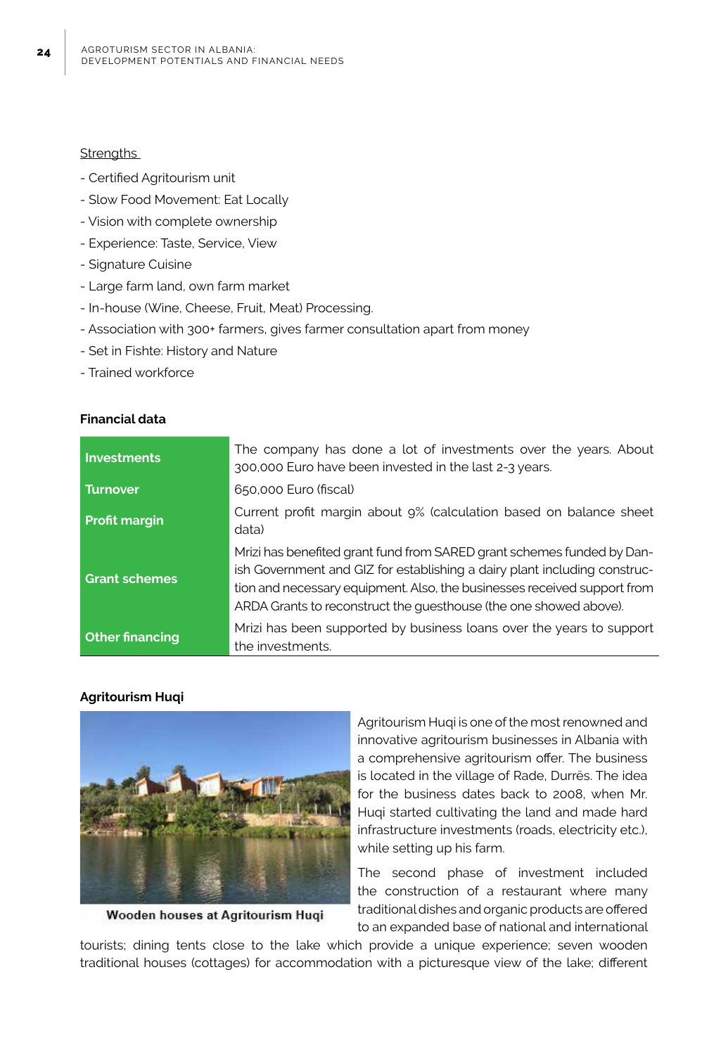Strengths

- Certified Agritourism unit
- Slow Food Movement: Eat Locally
- Vision with complete ownership
- Experience: Taste, Service, View
- Signature Cuisine
- Large farm land, own farm market
- In-house (Wine, Cheese, Fruit, Meat) Processing.
- Association with 300+ farmers, gives farmer consultation apart from money
- Set in Fishte: History and Nature
- Trained workforce

**Financial data**

| | |
|---|---|
| **Investments** | The company has done a lot of investments over the years. About 300,000 Euro have been invested in the last 2-3 years. |
| **Turnover** | 650,000 Euro (fiscal) |
| **Profit margin** | Current profit margin about 9% (calculation based on balance sheet data) |
| **Grant schemes** | Mrizi has benefited grant fund from SARED grant schemes funded by Danish Government and GIZ for establishing a dairy plant including construction and necessary equipment. Also, the businesses received support from ARDA Grants to reconstruct the guesthouse (the one showed above). |
| **Other financing** | Mrizi has been supported by business loans over the years to support the investments. |

**Agritourism Huqi**

Wooden houses at Agritourism Huqi

Agritourism Huqi is one of the most renowned and innovative agritourism businesses in Albania with a comprehensive agritourism offer. The business is located in the village of Rade, Durrës. The idea for the business dates back to 2008, when Mr. Huqi started cultivating the land and made hard infrastructure investments (roads, electricity etc.), while setting up his farm.

The second phase of investment included the construction of a restaurant where many traditional dishes and organic products are offered to an expanded base of national and international tourists; dining tents close to the lake which provide a unique experience; seven wooden traditional houses (cottages) for accommodation with a picturesque view of the lake; different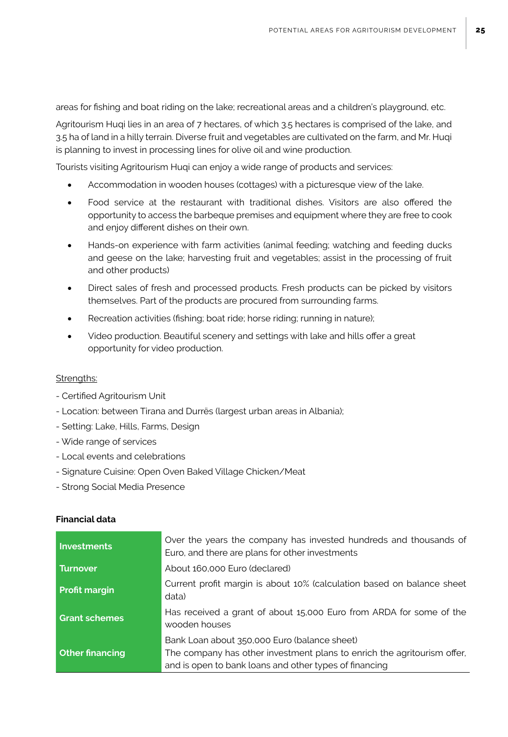areas for fishing and boat riding on the lake; recreational areas and a children's playground, etc.

Agritourism Huqi lies in an area of 7 hectares, of which 3.5 hectares is comprised of the lake, and 3.5 ha of land in a hilly terrain. Diverse fruit and vegetables are cultivated on the farm, and Mr. Huqi is planning to invest in processing lines for olive oil and wine production.

Tourists visiting Agritourism Huqi can enjoy a wide range of products and services:

- Accommodation in wooden houses (cottages) with a picturesque view of the lake.
- Food service at the restaurant with traditional dishes. Visitors are also offered the opportunity to access the barbeque premises and equipment where they are free to cook and enjoy different dishes on their own.
- Hands-on experience with farm activities (animal feeding; watching and feeding ducks and geese on the lake; harvesting fruit and vegetables; assist in the processing of fruit and other products)
- Direct sales of fresh and processed products. Fresh products can be picked by visitors themselves. Part of the products are procured from surrounding farms.
- Recreation activities (fishing; boat ride; horse riding; running in nature);
- Video production. Beautiful scenery and settings with lake and hills offer a great opportunity for video production.

<u>Strengths:</u>

- Certified Agritourism Unit
- Location: between Tirana and Durrës (largest urban areas in Albania);
- Setting: Lake, Hills, Farms, Design
- Wide range of services
- Local events and celebrations
- Signature Cuisine: Open Oven Baked Village Chicken/Meat
- Strong Social Media Presence

**Financial data**

| | |
|---|---|
| **Investments** | Over the years the company has invested hundreds and thousands of Euro, and there are plans for other investments |
| **Turnover** | About 160,000 Euro (declared) |
| **Profit margin** | Current profit margin is about 10% (calculation based on balance sheet data) |
| **Grant schemes** | Has received a grant of about 15,000 Euro from ARDA for some of the wooden houses |
| **Other financing** | Bank Loan about 350,000 Euro (balance sheet)<br>The company has other investment plans to enrich the agritourism offer, and is open to bank loans and other types of financing |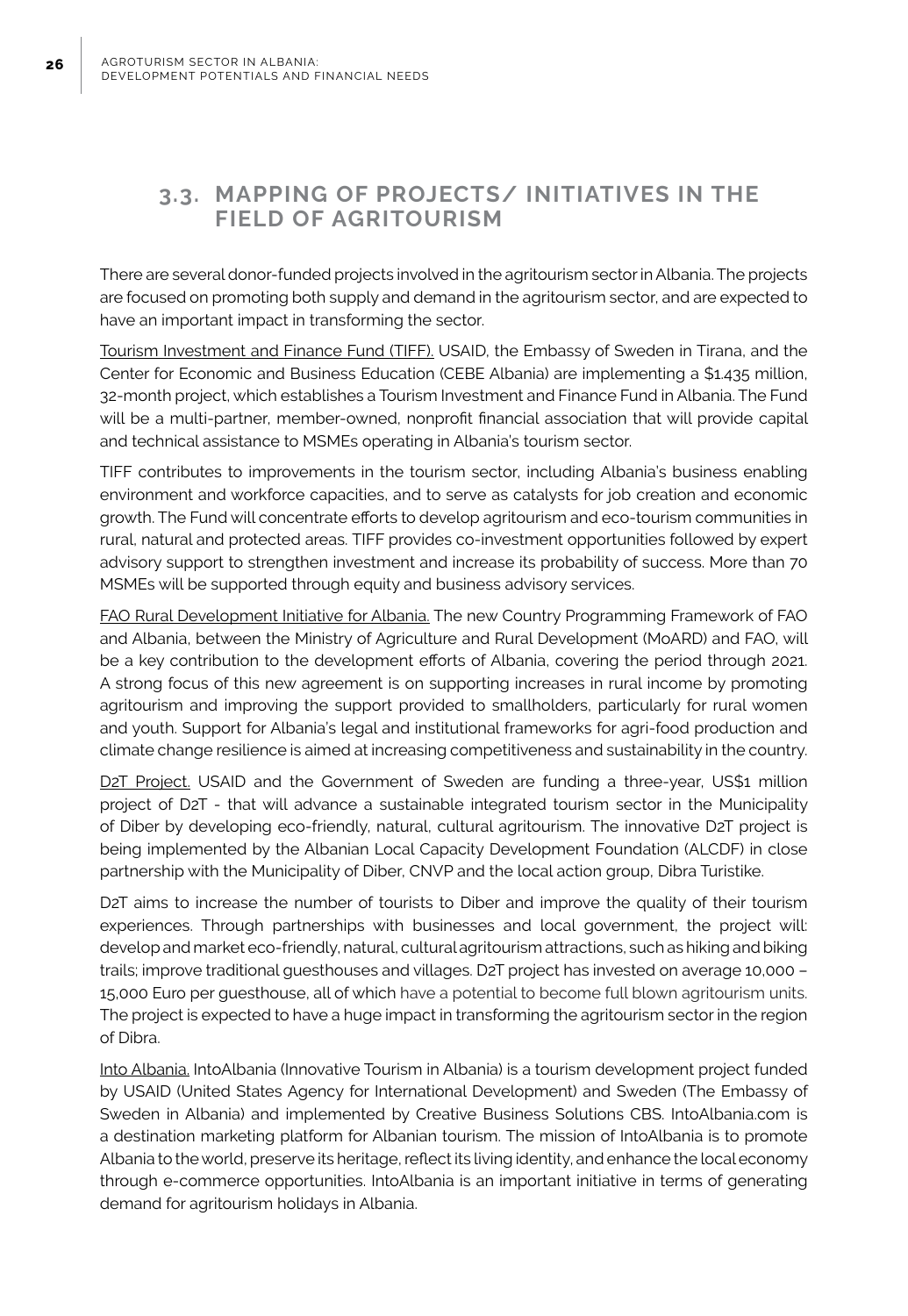## 3.3. MAPPING OF PROJECTS/ INITIATIVES IN THE FIELD OF AGRITOURISM

There are several donor-funded projects involved in the agritourism sector in Albania. The projects are focused on promoting both supply and demand in the agritourism sector, and are expected to have an important impact in transforming the sector.

Tourism Investment and Finance Fund (TIFF). USAID, the Embassy of Sweden in Tirana, and the Center for Economic and Business Education (CEBE Albania) are implementing a $1.435 million, 32-month project, which establishes a Tourism Investment and Finance Fund in Albania. The Fund will be a multi-partner, member-owned, nonprofit financial association that will provide capital and technical assistance to MSMEs operating in Albania's tourism sector.

TIFF contributes to improvements in the tourism sector, including Albania's business enabling environment and workforce capacities, and to serve as catalysts for job creation and economic growth. The Fund will concentrate efforts to develop agritourism and eco-tourism communities in rural, natural and protected areas. TIFF provides co-investment opportunities followed by expert advisory support to strengthen investment and increase its probability of success. More than 70 MSMEs will be supported through equity and business advisory services.

FAO Rural Development Initiative for Albania. The new Country Programming Framework of FAO and Albania, between the Ministry of Agriculture and Rural Development (MoARD) and FAO, will be a key contribution to the development efforts of Albania, covering the period through 2021. A strong focus of this new agreement is on supporting increases in rural income by promoting agritourism and improving the support provided to smallholders, particularly for rural women and youth. Support for Albania's legal and institutional frameworks for agri-food production and climate change resilience is aimed at increasing competitiveness and sustainability in the country.

D2T Project. USAID and the Government of Sweden are funding a three-year, US$1 million project of D2T - that will advance a sustainable integrated tourism sector in the Municipality of Diber by developing eco-friendly, natural, cultural agritourism. The innovative D2T project is being implemented by the Albanian Local Capacity Development Foundation (ALCDF) in close partnership with the Municipality of Diber, CNVP and the local action group, Dibra Turistike.

D2T aims to increase the number of tourists to Diber and improve the quality of their tourism experiences. Through partnerships with businesses and local government, the project will: develop and market eco-friendly, natural, cultural agritourism attractions, such as hiking and biking trails; improve traditional guesthouses and villages. D2T project has invested on average 10,000 – 15,000 Euro per guesthouse, all of which have a potential to become full blown agritourism units. The project is expected to have a huge impact in transforming the agritourism sector in the region of Dibra.

Into Albania. IntoAlbania (Innovative Tourism in Albania) is a tourism development project funded by USAID (United States Agency for International Development) and Sweden (The Embassy of Sweden in Albania) and implemented by Creative Business Solutions CBS. IntoAlbania.com is a destination marketing platform for Albanian tourism. The mission of IntoAlbania is to promote Albania to the world, preserve its heritage, reflect its living identity, and enhance the local economy through e-commerce opportunities. IntoAlbania is an important initiative in terms of generating demand for agritourism holidays in Albania.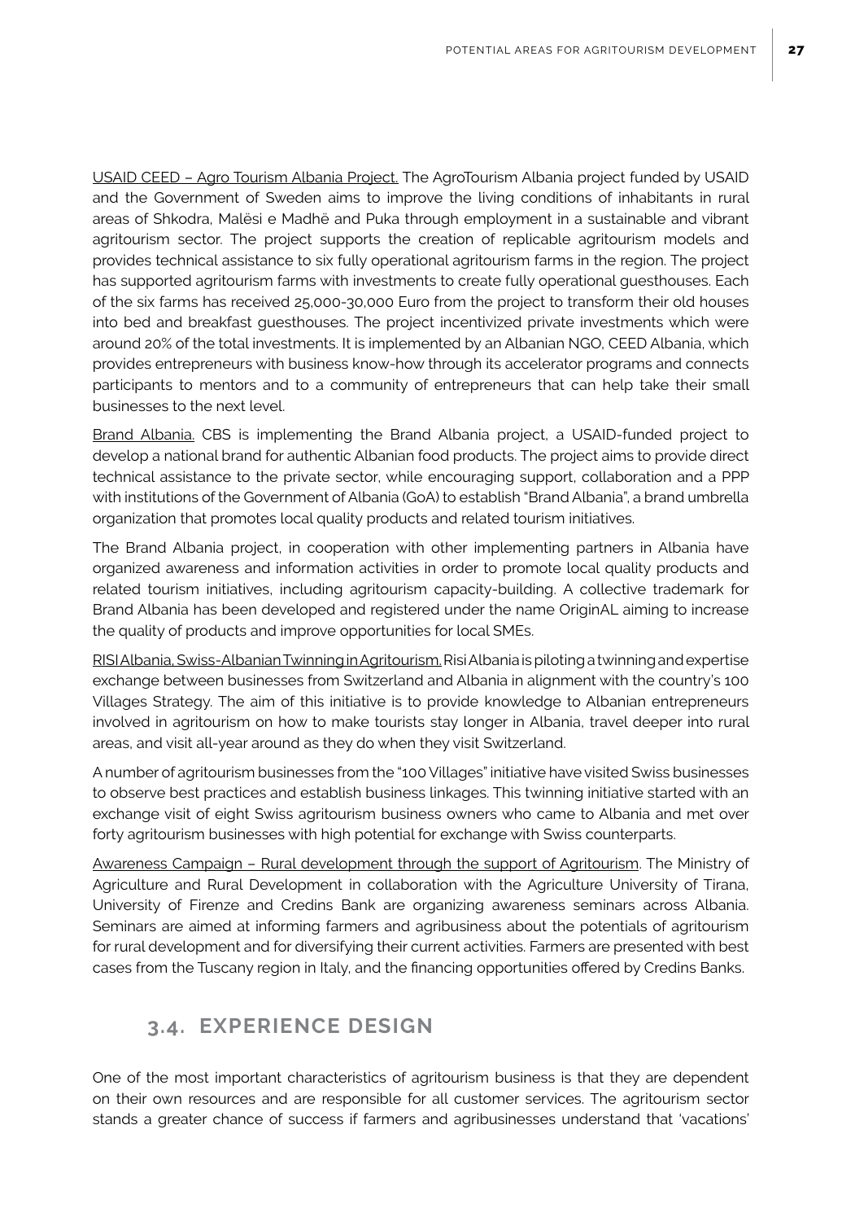USAID CEED – Agro Tourism Albania Project. The AgroTourism Albania project funded by USAID and the Government of Sweden aims to improve the living conditions of inhabitants in rural areas of Shkodra, Malësi e Madhë and Puka through employment in a sustainable and vibrant agritourism sector. The project supports the creation of replicable agritourism models and provides technical assistance to six fully operational agritourism farms in the region. The project has supported agritourism farms with investments to create fully operational guesthouses. Each of the six farms has received 25,000-30,000 Euro from the project to transform their old houses into bed and breakfast guesthouses. The project incentivized private investments which were around 20% of the total investments. It is implemented by an Albanian NGO, CEED Albania, which provides entrepreneurs with business know-how through its accelerator programs and connects participants to mentors and to a community of entrepreneurs that can help take their small businesses to the next level.

Brand Albania. CBS is implementing the Brand Albania project, a USAID-funded project to develop a national brand for authentic Albanian food products. The project aims to provide direct technical assistance to the private sector, while encouraging support, collaboration and a PPP with institutions of the Government of Albania (GoA) to establish "Brand Albania", a brand umbrella organization that promotes local quality products and related tourism initiatives.

The Brand Albania project, in cooperation with other implementing partners in Albania have organized awareness and information activities in order to promote local quality products and related tourism initiatives, including agritourism capacity-building. A collective trademark for Brand Albania has been developed and registered under the name OriginAL aiming to increase the quality of products and improve opportunities for local SMEs.

RISI Albania, Swiss-Albanian Twinning in Agritourism. Risi Albania is piloting a twinning and expertise exchange between businesses from Switzerland and Albania in alignment with the country's 100 Villages Strategy. The aim of this initiative is to provide knowledge to Albanian entrepreneurs involved in agritourism on how to make tourists stay longer in Albania, travel deeper into rural areas, and visit all-year around as they do when they visit Switzerland.

A number of agritourism businesses from the "100 Villages" initiative have visited Swiss businesses to observe best practices and establish business linkages. This twinning initiative started with an exchange visit of eight Swiss agritourism business owners who came to Albania and met over forty agritourism businesses with high potential for exchange with Swiss counterparts.

Awareness Campaign – Rural development through the support of Agritourism. The Ministry of Agriculture and Rural Development in collaboration with the Agriculture University of Tirana, University of Firenze and Credins Bank are organizing awareness seminars across Albania. Seminars are aimed at informing farmers and agribusiness about the potentials of agritourism for rural development and for diversifying their current activities. Farmers are presented with best cases from the Tuscany region in Italy, and the financing opportunities offered by Credins Banks.

## 3.4. EXPERIENCE DESIGN

One of the most important characteristics of agritourism business is that they are dependent on their own resources and are responsible for all customer services. The agritourism sector stands a greater chance of success if farmers and agribusinesses understand that 'vacations'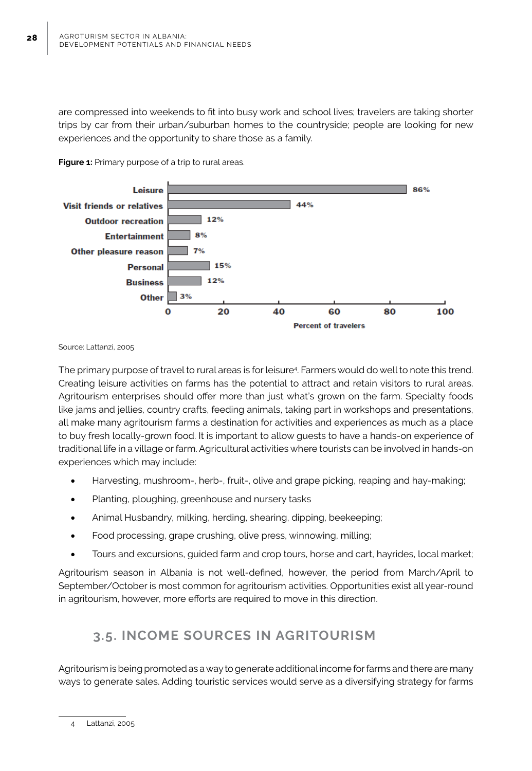are compressed into weekends to fit into busy work and school lives; travelers are taking shorter trips by car from their urban/suburban homes to the countryside; people are looking for new experiences and the opportunity to share those as a family.

**Figure 1:** Primary purpose of a trip to rural areas.

| Purpose | Percent of travelers |
|---|---|
| Leisure | 86% |
| Visit friends or relatives | 44% |
| Outdoor recreation | 12% |
| Entertainment | 8% |
| Other pleasure reason | 7% |
| Personal | 15% |
| Business | 12% |
| Other | 3% |

Source: Lattanzi, 2005

The primary purpose of travel to rural areas is for leisure[4]. Farmers would do well to note this trend. Creating leisure activities on farms has the potential to attract and retain visitors to rural areas. Agritourism enterprises should offer more than just what's grown on the farm. Specialty foods like jams and jellies, country crafts, feeding animals, taking part in workshops and presentations, all make many agritourism farms a destination for activities and experiences as much as a place to buy fresh locally-grown food. It is important to allow guests to have a hands-on experience of traditional life in a village or farm. Agricultural activities where tourists can be involved in hands-on experiences which may include:

- Harvesting, mushroom-, herb-, fruit-, olive and grape picking, reaping and hay-making;
- Planting, ploughing, greenhouse and nursery tasks
- Animal Husbandry, milking, herding, shearing, dipping, beekeeping;
- Food processing, grape crushing, olive press, winnowing, milling;
- Tours and excursions, guided farm and crop tours, horse and cart, hayrides, local market;

Agritourism season in Albania is not well-defined, however, the period from March/April to September/October is most common for agritourism activities. Opportunities exist all year-round in agritourism, however, more efforts are required to move in this direction.

## 3.5. INCOME SOURCES IN AGRITOURISM

Agritourism is being promoted as a way to generate additional income for farms and there are many ways to generate sales. Adding touristic services would serve as a diversifying strategy for farms

4 Lattanzi, 2005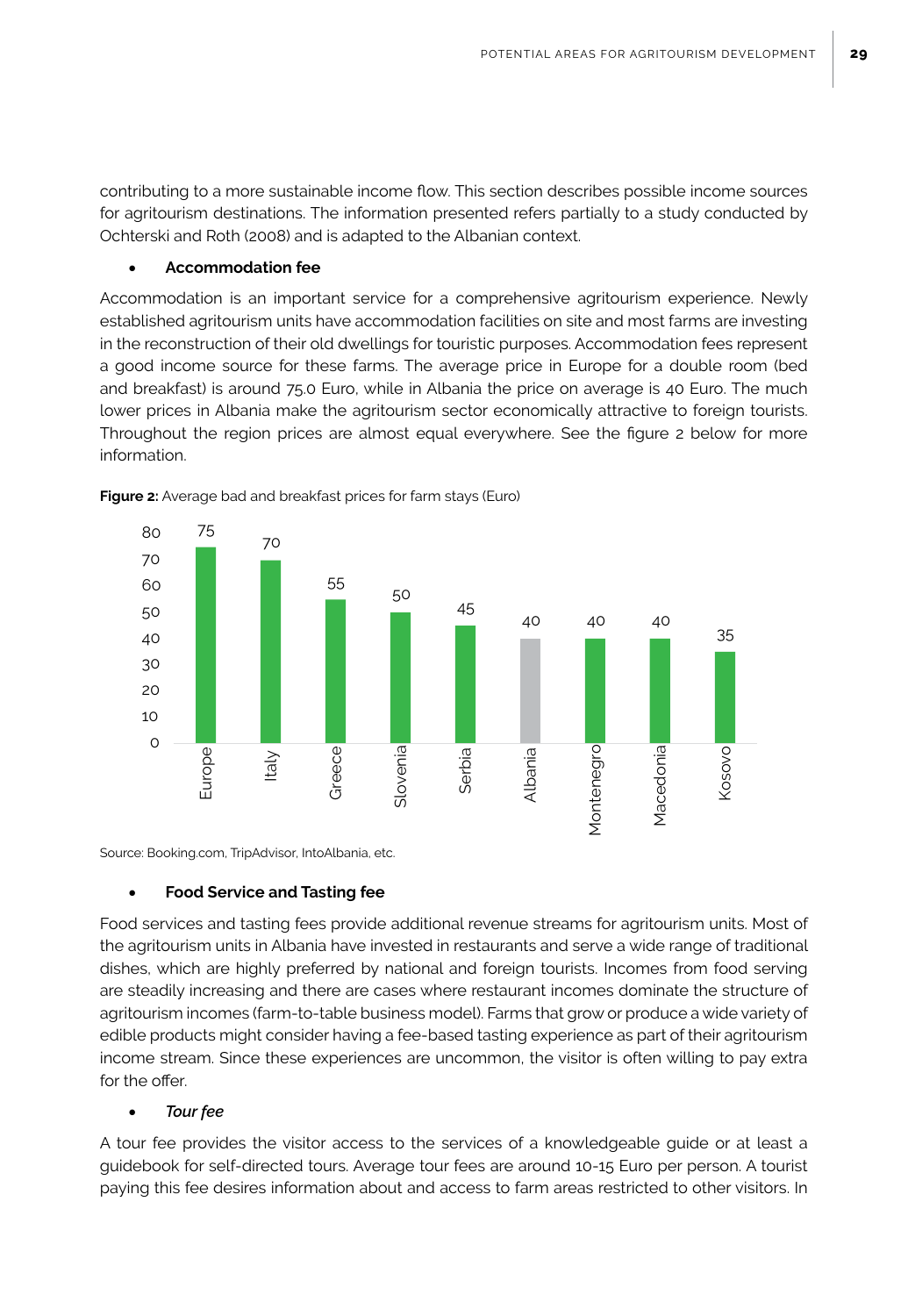contributing to a more sustainable income flow. This section describes possible income sources for agritourism destinations. The information presented refers partially to a study conducted by Ochterski and Roth (2008) and is adapted to the Albanian context.

- **Accommodation fee**

Accommodation is an important service for a comprehensive agritourism experience. Newly established agritourism units have accommodation facilities on site and most farms are investing in the reconstruction of their old dwellings for touristic purposes. Accommodation fees represent a good income source for these farms. The average price in Europe for a double room (bed and breakfast) is around 75.0 Euro, while in Albania the price on average is 40 Euro. The much lower prices in Albania make the agritourism sector economically attractive to foreign tourists. Throughout the region prices are almost equal everywhere. See the figure 2 below for more information.

**Figure 2:** Average bad and breakfast prices for farm stays (Euro)

| Country | Price (Euro) |
|---|---|
| Europe | 75 |
| Italy | 70 |
| Greece | 55 |
| Slovenia | 50 |
| Serbia | 45 |
| Albania | 40 |
| Montenegro | 40 |
| Macedonia | 40 |
| Kosovo | 35 |

Source: Booking.com, TripAdvisor, IntoAlbania, etc.

- **Food Service and Tasting fee**

Food services and tasting fees provide additional revenue streams for agritourism units. Most of the agritourism units in Albania have invested in restaurants and serve a wide range of traditional dishes, which are highly preferred by national and foreign tourists. Incomes from food serving are steadily increasing and there are cases where restaurant incomes dominate the structure of agritourism incomes (farm-to-table business model). Farms that grow or produce a wide variety of edible products might consider having a fee-based tasting experience as part of their agritourism income stream. Since these experiences are uncommon, the visitor is often willing to pay extra for the offer.

- ***Tour fee***

A tour fee provides the visitor access to the services of a knowledgeable guide or at least a guidebook for self-directed tours. Average tour fees are around 10-15 Euro per person. A tourist paying this fee desires information about and access to farm areas restricted to other visitors. In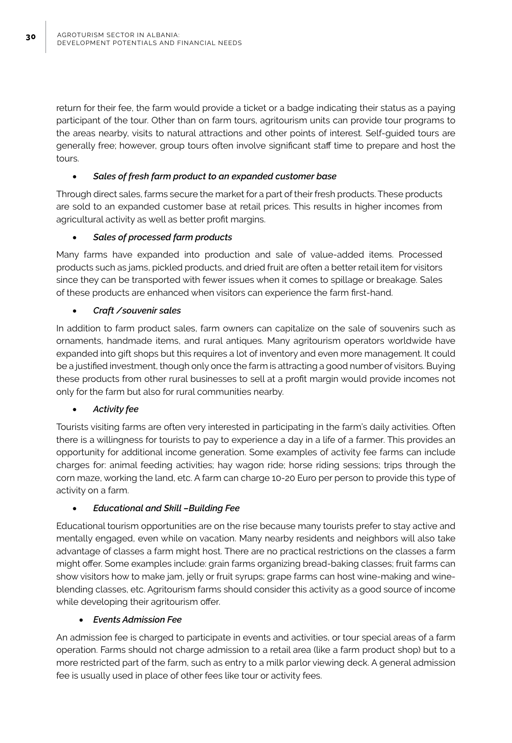return for their fee, the farm would provide a ticket or a badge indicating their status as a paying participant of the tour. Other than on farm tours, agritourism units can provide tour programs to the areas nearby, visits to natural attractions and other points of interest. Self-guided tours are generally free; however, group tours often involve significant staff time to prepare and host the tours.

- ***Sales of fresh farm product to an expanded customer base***

Through direct sales, farms secure the market for a part of their fresh products. These products are sold to an expanded customer base at retail prices. This results in higher incomes from agricultural activity as well as better profit margins.

- ***Sales of processed farm products***

Many farms have expanded into production and sale of value-added items. Processed products such as jams, pickled products, and dried fruit are often a better retail item for visitors since they can be transported with fewer issues when it comes to spillage or breakage. Sales of these products are enhanced when visitors can experience the farm first-hand.

- ***Craft / souvenir sales***

In addition to farm product sales, farm owners can capitalize on the sale of souvenirs such as ornaments, handmade items, and rural antiques. Many agritourism operators worldwide have expanded into gift shops but this requires a lot of inventory and even more management. It could be a justified investment, though only once the farm is attracting a good number of visitors. Buying these products from other rural businesses to sell at a profit margin would provide incomes not only for the farm but also for rural communities nearby.

- ***Activity fee***

Tourists visiting farms are often very interested in participating in the farm's daily activities. Often there is a willingness for tourists to pay to experience a day in a life of a farmer. This provides an opportunity for additional income generation. Some examples of activity fee farms can include charges for: animal feeding activities; hay wagon ride; horse riding sessions; trips through the corn maze, working the land, etc. A farm can charge 10-20 Euro per person to provide this type of activity on a farm.

- ***Educational and Skill –Building Fee***

Educational tourism opportunities are on the rise because many tourists prefer to stay active and mentally engaged, even while on vacation. Many nearby residents and neighbors will also take advantage of classes a farm might host. There are no practical restrictions on the classes a farm might offer. Some examples include: grain farms organizing bread-baking classes; fruit farms can show visitors how to make jam, jelly or fruit syrups; grape farms can host wine-making and wine-blending classes, etc. Agritourism farms should consider this activity as a good source of income while developing their agritourism offer.

- ***Events Admission Fee***

An admission fee is charged to participate in events and activities, or tour special areas of a farm operation. Farms should not charge admission to a retail area (like a farm product shop) but to a more restricted part of the farm, such as entry to a milk parlor viewing deck. A general admission fee is usually used in place of other fees like tour or activity fees.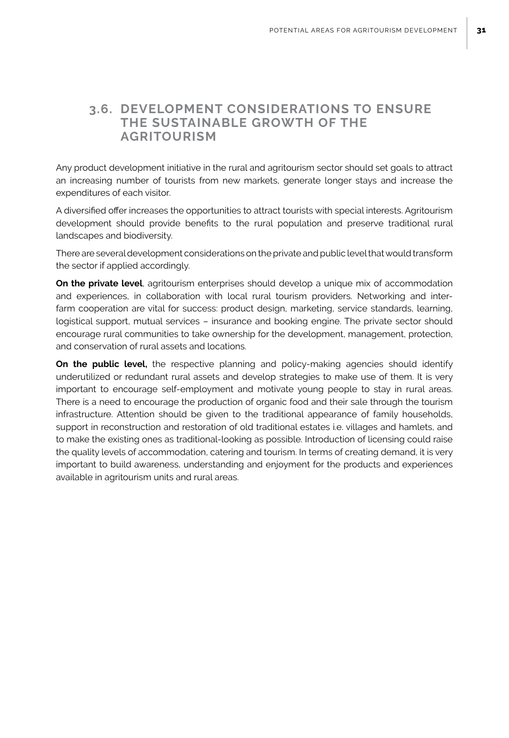## 3.6. DEVELOPMENT CONSIDERATIONS TO ENSURE THE SUSTAINABLE GROWTH OF THE AGRITOURISM

Any product development initiative in the rural and agritourism sector should set goals to attract an increasing number of tourists from new markets, generate longer stays and increase the expenditures of each visitor.

A diversified offer increases the opportunities to attract tourists with special interests. Agritourism development should provide benefits to the rural population and preserve traditional rural landscapes and biodiversity.

There are several development considerations on the private and public level that would transform the sector if applied accordingly.

**On the private level**, agritourism enterprises should develop a unique mix of accommodation and experiences, in collaboration with local rural tourism providers. Networking and inter-farm cooperation are vital for success: product design, marketing, service standards, learning, logistical support, mutual services – insurance and booking engine. The private sector should encourage rural communities to take ownership for the development, management, protection, and conservation of rural assets and locations.

**On the public level,** the respective planning and policy-making agencies should identify underutilized or redundant rural assets and develop strategies to make use of them. It is very important to encourage self-employment and motivate young people to stay in rural areas. There is a need to encourage the production of organic food and their sale through the tourism infrastructure. Attention should be given to the traditional appearance of family households, support in reconstruction and restoration of old traditional estates i.e. villages and hamlets, and to make the existing ones as traditional-looking as possible. Introduction of licensing could raise the quality levels of accommodation, catering and tourism. In terms of creating demand, it is very important to build awareness, understanding and enjoyment for the products and experiences available in agritourism units and rural areas.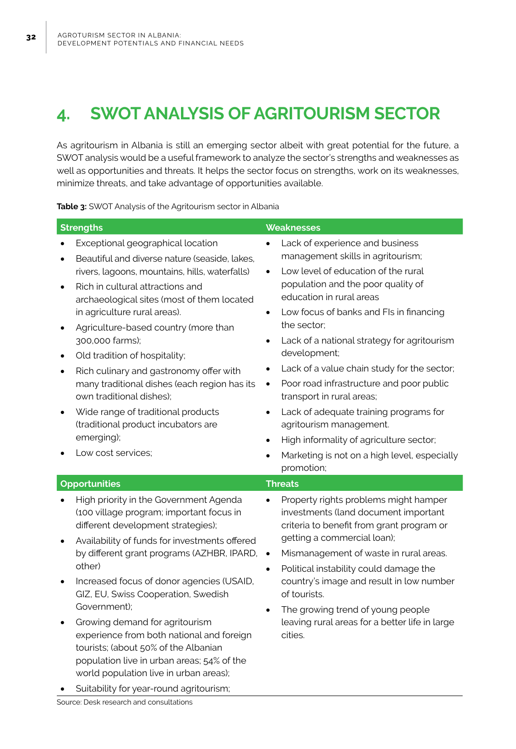# 4. SWOT ANALYSIS OF AGRITOURISM SECTOR

As agritourism in Albania is still an emerging sector albeit with great potential for the future, a SWOT analysis would be a useful framework to analyze the sector's strengths and weaknesses as well as opportunities and threats. It helps the sector focus on strengths, work on its weaknesses, minimize threats, and take advantage of opportunities available.

**Table 3:** SWOT Analysis of the Agritourism sector in Albania

| Strengths | Weaknesses |
|---|---|
| • Exceptional geographical location<br>• Beautiful and diverse nature (seaside, lakes, rivers, lagoons, mountains, hills, waterfalls)<br>• Rich in cultural attractions and archaeological sites (most of them located in agriculture rural areas).<br>• Agriculture-based country (more than 300,000 farms);<br>• Old tradition of hospitality;<br>• Rich culinary and gastronomy offer with many traditional dishes (each region has its own traditional dishes);<br>• Wide range of traditional products (traditional product incubators are emerging);<br>• Low cost services; | • Lack of experience and business management skills in agritourism;<br>• Low level of education of the rural population and the poor quality of education in rural areas<br>• Low focus of banks and FIs in financing the sector;<br>• Lack of a national strategy for agritourism development;<br>• Lack of a value chain study for the sector;<br>• Poor road infrastructure and poor public transport in rural areas;<br>• Lack of adequate training programs for agritourism management.<br>• High informality of agriculture sector;<br>• Marketing is not on a high level, especially promotion; |
| **Opportunities** | **Threats** |
| • High priority in the Government Agenda (100 village program; important focus in different development strategies);<br>• Availability of funds for investments offered by different grant programs (AZHBR, IPARD, other)<br>• Increased focus of donor agencies (USAID, GIZ, EU, Swiss Cooperation, Swedish Government);<br>• Growing demand for agritourism experience from both national and foreign tourists; (about 50% of the Albanian population live in urban areas; 54% of the world population live in urban areas);<br>• Suitability for year-round agritourism; | • Property rights problems might hamper investments (land document important criteria to benefit from grant program or getting a commercial loan);<br>• Mismanagement of waste in rural areas.<br>• Political instability could damage the country's image and result in low number of tourists.<br>• The growing trend of young people leaving rural areas for a better life in large cities. |

Source: Desk research and consultations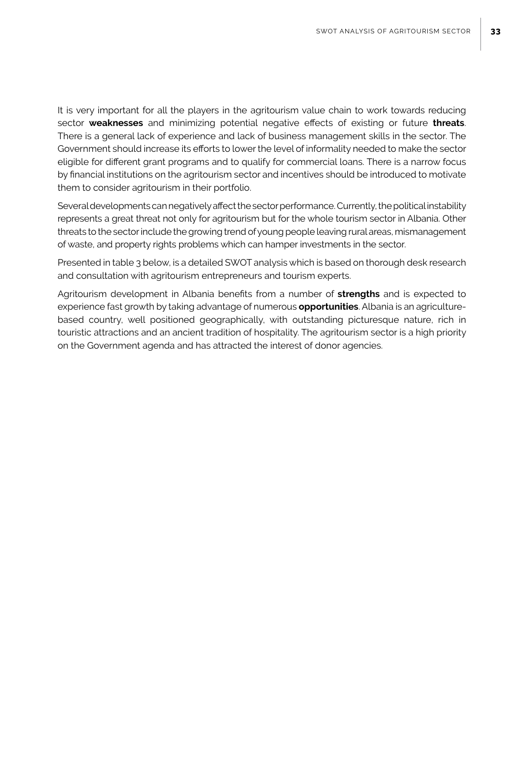It is very important for all the players in the agritourism value chain to work towards reducing sector **weaknesses** and minimizing potential negative effects of existing or future **threats**. There is a general lack of experience and lack of business management skills in the sector. The Government should increase its efforts to lower the level of informality needed to make the sector eligible for different grant programs and to qualify for commercial loans. There is a narrow focus by financial institutions on the agritourism sector and incentives should be introduced to motivate them to consider agritourism in their portfolio.

Several developments can negatively affect the sector performance. Currently, the political instability represents a great threat not only for agritourism but for the whole tourism sector in Albania. Other threats to the sector include the growing trend of young people leaving rural areas, mismanagement of waste, and property rights problems which can hamper investments in the sector.

Presented in table 3 below, is a detailed SWOT analysis which is based on thorough desk research and consultation with agritourism entrepreneurs and tourism experts.

Agritourism development in Albania benefits from a number of **strengths** and is expected to experience fast growth by taking advantage of numerous **opportunities**. Albania is an agriculture-based country, well positioned geographically, with outstanding picturesque nature, rich in touristic attractions and an ancient tradition of hospitality. The agritourism sector is a high priority on the Government agenda and has attracted the interest of donor agencies.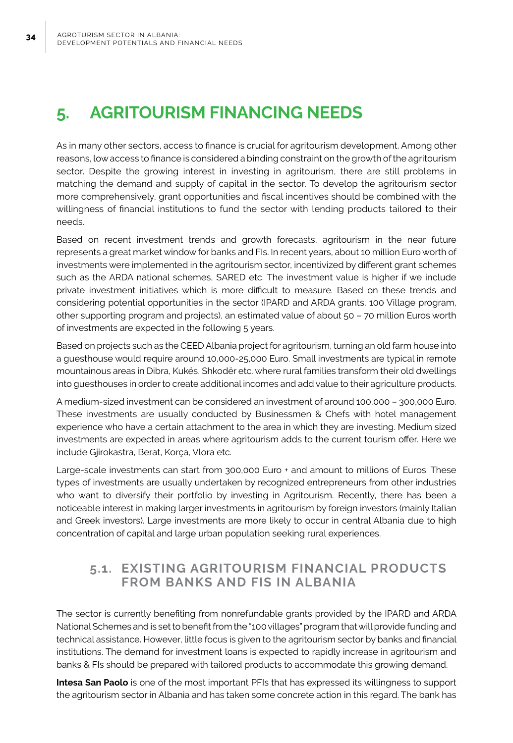# 5. AGRITOURISM FINANCING NEEDS

As in many other sectors, access to finance is crucial for agritourism development. Among other reasons, low access to finance is considered a binding constraint on the growth of the agritourism sector. Despite the growing interest in investing in agritourism, there are still problems in matching the demand and supply of capital in the sector. To develop the agritourism sector more comprehensively, grant opportunities and fiscal incentives should be combined with the willingness of financial institutions to fund the sector with lending products tailored to their needs.

Based on recent investment trends and growth forecasts, agritourism in the near future represents a great market window for banks and FIs. In recent years, about 10 million Euro worth of investments were implemented in the agritourism sector, incentivized by different grant schemes such as the ARDA national schemes, SARED etc. The investment value is higher if we include private investment initiatives which is more difficult to measure. Based on these trends and considering potential opportunities in the sector (IPARD and ARDA grants, 100 Village program, other supporting program and projects), an estimated value of about 50 – 70 million Euros worth of investments are expected in the following 5 years.

Based on projects such as the CEED Albania project for agritourism, turning an old farm house into a guesthouse would require around 10,000-25,000 Euro. Small investments are typical in remote mountainous areas in Dibra, Kukës, Shkodër etc. where rural families transform their old dwellings into guesthouses in order to create additional incomes and add value to their agriculture products.

A medium-sized investment can be considered an investment of around 100,000 – 300,000 Euro. These investments are usually conducted by Businessmen & Chefs with hotel management experience who have a certain attachment to the area in which they are investing. Medium sized investments are expected in areas where agritourism adds to the current tourism offer. Here we include Gjirokastra, Berat, Korça, Vlora etc.

Large-scale investments can start from 300,000 Euro + and amount to millions of Euros. These types of investments are usually undertaken by recognized entrepreneurs from other industries who want to diversify their portfolio by investing in Agritourism. Recently, there has been a noticeable interest in making larger investments in agritourism by foreign investors (mainly Italian and Greek investors). Large investments are more likely to occur in central Albania due to high concentration of capital and large urban population seeking rural experiences.

## 5.1. EXISTING AGRITOURISM FINANCIAL PRODUCTS FROM BANKS AND FIS IN ALBANIA

The sector is currently benefiting from nonrefundable grants provided by the IPARD and ARDA National Schemes and is set to benefit from the "100 villages" program that will provide funding and technical assistance. However, little focus is given to the agritourism sector by banks and financial institutions. The demand for investment loans is expected to rapidly increase in agritourism and banks & FIs should be prepared with tailored products to accommodate this growing demand.

**Intesa San Paolo** is one of the most important PFIs that has expressed its willingness to support the agritourism sector in Albania and has taken some concrete action in this regard. The bank has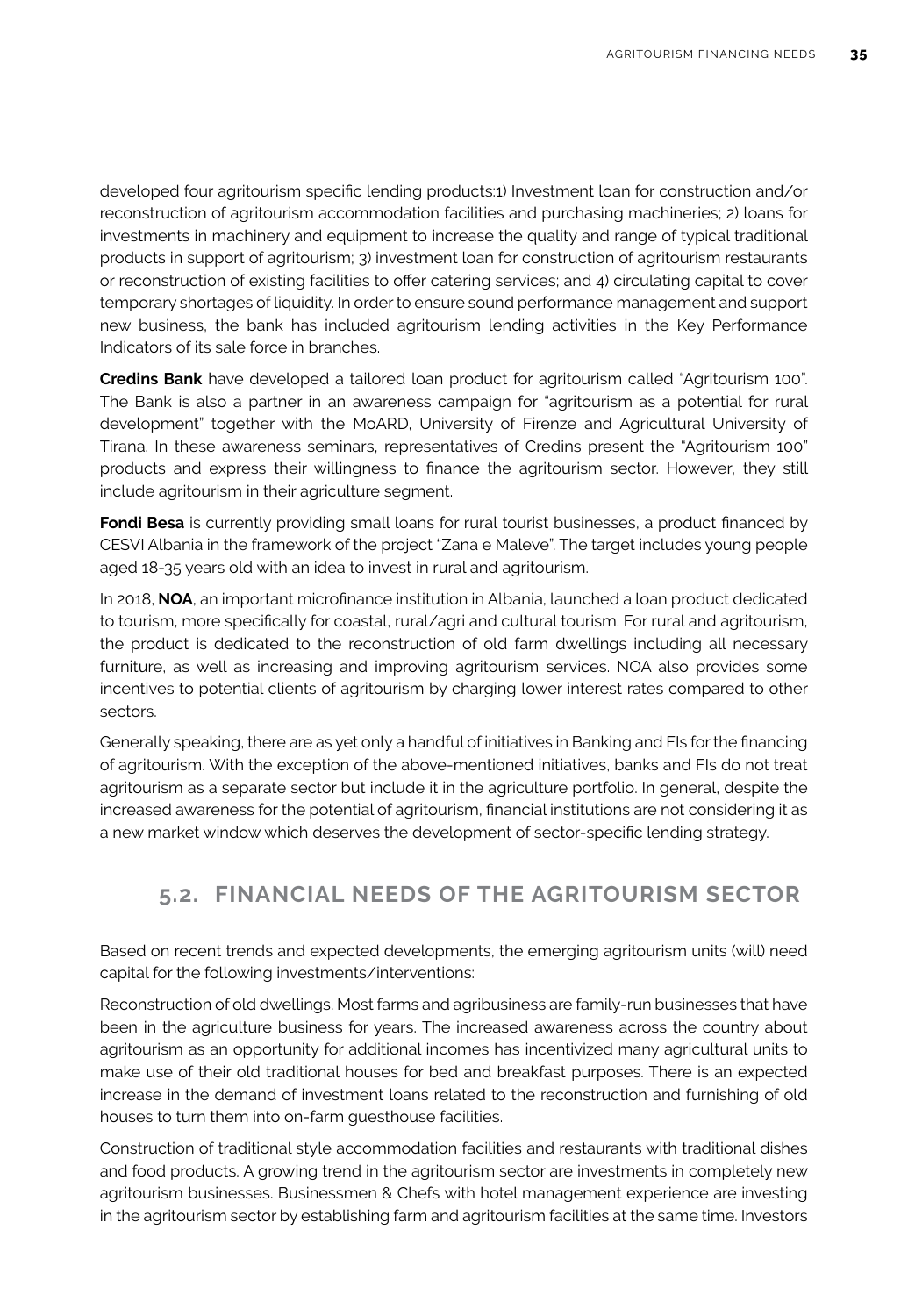developed four agritourism specific lending products:1) Investment loan for construction and/or reconstruction of agritourism accommodation facilities and purchasing machineries; 2) loans for investments in machinery and equipment to increase the quality and range of typical traditional products in support of agritourism; 3) investment loan for construction of agritourism restaurants or reconstruction of existing facilities to offer catering services; and 4) circulating capital to cover temporary shortages of liquidity. In order to ensure sound performance management and support new business, the bank has included agritourism lending activities in the Key Performance Indicators of its sale force in branches.

**Credins Bank** have developed a tailored loan product for agritourism called "Agritourism 100". The Bank is also a partner in an awareness campaign for "agritourism as a potential for rural development" together with the MoARD, University of Firenze and Agricultural University of Tirana. In these awareness seminars, representatives of Credins present the "Agritourism 100" products and express their willingness to finance the agritourism sector. However, they still include agritourism in their agriculture segment.

**Fondi Besa** is currently providing small loans for rural tourist businesses, a product financed by CESVI Albania in the framework of the project "Zana e Maleve". The target includes young people aged 18-35 years old with an idea to invest in rural and agritourism.

In 2018, **NOA**, an important microfinance institution in Albania, launched a loan product dedicated to tourism, more specifically for coastal, rural/agri and cultural tourism. For rural and agritourism, the product is dedicated to the reconstruction of old farm dwellings including all necessary furniture, as well as increasing and improving agritourism services. NOA also provides some incentives to potential clients of agritourism by charging lower interest rates compared to other sectors.

Generally speaking, there are as yet only a handful of initiatives in Banking and FIs for the financing of agritourism. With the exception of the above-mentioned initiatives, banks and FIs do not treat agritourism as a separate sector but include it in the agriculture portfolio. In general, despite the increased awareness for the potential of agritourism, financial institutions are not considering it as a new market window which deserves the development of sector-specific lending strategy.

## 5.2. FINANCIAL NEEDS OF THE AGRITOURISM SECTOR

Based on recent trends and expected developments, the emerging agritourism units (will) need capital for the following investments/interventions:

Reconstruction of old dwellings. Most farms and agribusiness are family-run businesses that have been in the agriculture business for years. The increased awareness across the country about agritourism as an opportunity for additional incomes has incentivized many agricultural units to make use of their old traditional houses for bed and breakfast purposes. There is an expected increase in the demand of investment loans related to the reconstruction and furnishing of old houses to turn them into on-farm guesthouse facilities.

Construction of traditional style accommodation facilities and restaurants with traditional dishes and food products. A growing trend in the agritourism sector are investments in completely new agritourism businesses. Businessmen & Chefs with hotel management experience are investing in the agritourism sector by establishing farm and agritourism facilities at the same time. Investors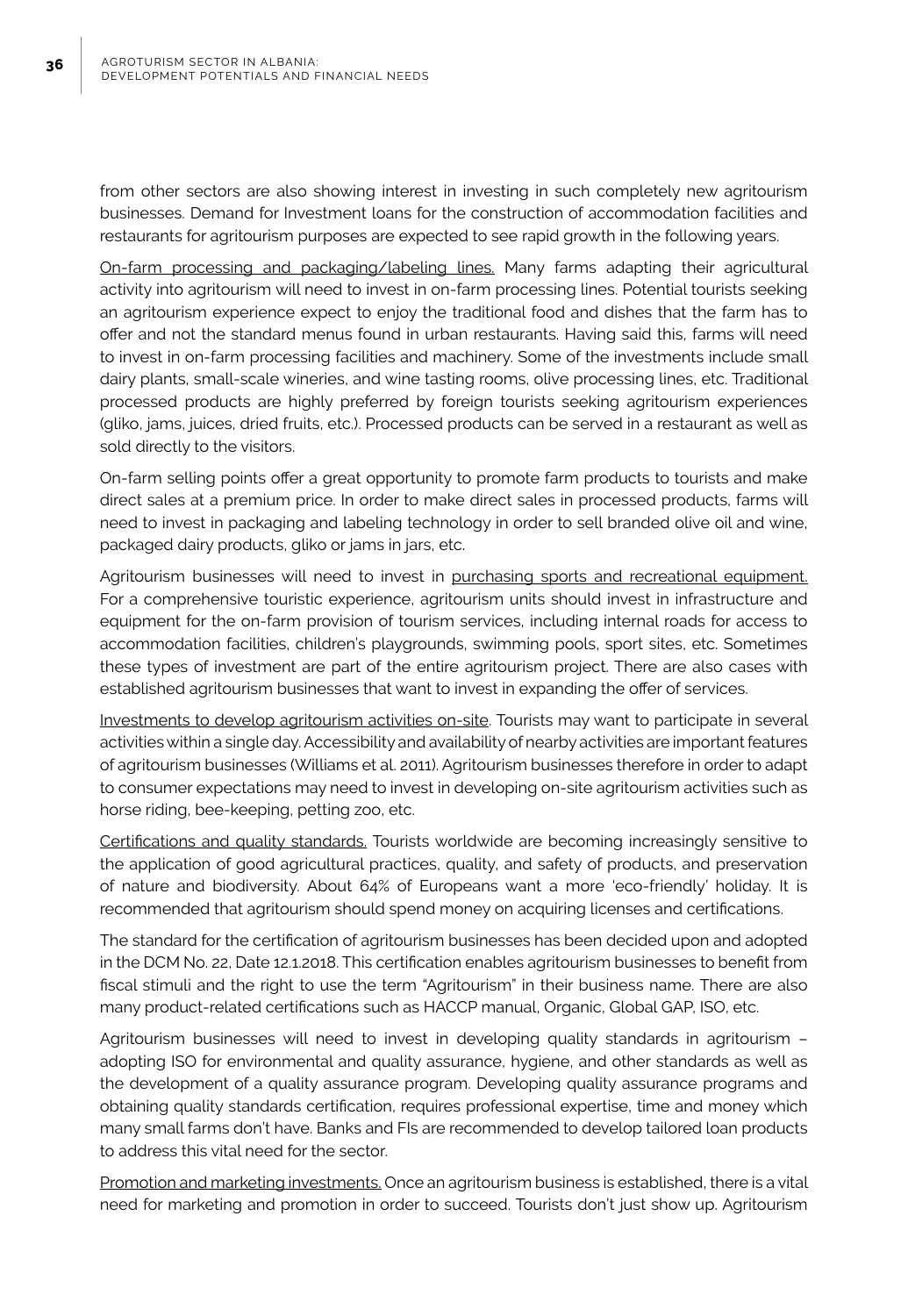from other sectors are also showing interest in investing in such completely new agritourism businesses. Demand for Investment loans for the construction of accommodation facilities and restaurants for agritourism purposes are expected to see rapid growth in the following years.

<u>On-farm processing and packaging/labeling lines.</u> Many farms adapting their agricultural activity into agritourism will need to invest in on-farm processing lines. Potential tourists seeking an agritourism experience expect to enjoy the traditional food and dishes that the farm has to offer and not the standard menus found in urban restaurants. Having said this, farms will need to invest in on-farm processing facilities and machinery. Some of the investments include small dairy plants, small-scale wineries, and wine tasting rooms, olive processing lines, etc. Traditional processed products are highly preferred by foreign tourists seeking agritourism experiences (gliko, jams, juices, dried fruits, etc.). Processed products can be served in a restaurant as well as sold directly to the visitors.

On-farm selling points offer a great opportunity to promote farm products to tourists and make direct sales at a premium price. In order to make direct sales in processed products, farms will need to invest in packaging and labeling technology in order to sell branded olive oil and wine, packaged dairy products, gliko or jams in jars, etc.

Agritourism businesses will need to invest in <u>purchasing sports and recreational equipment.</u> For a comprehensive touristic experience, agritourism units should invest in infrastructure and equipment for the on-farm provision of tourism services, including internal roads for access to accommodation facilities, children's playgrounds, swimming pools, sport sites, etc. Sometimes these types of investment are part of the entire agritourism project. There are also cases with established agritourism businesses that want to invest in expanding the offer of services.

<u>Investments to develop agritourism activities on-site</u>. Tourists may want to participate in several activities within a single day. Accessibility and availability of nearby activities are important features of agritourism businesses (Williams et al. 2011). Agritourism businesses therefore in order to adapt to consumer expectations may need to invest in developing on-site agritourism activities such as horse riding, bee-keeping, petting zoo, etc.

<u>Certifications and quality standards.</u> Tourists worldwide are becoming increasingly sensitive to the application of good agricultural practices, quality, and safety of products, and preservation of nature and biodiversity. About 64% of Europeans want a more 'eco-friendly' holiday. It is recommended that agritourism should spend money on acquiring licenses and certifications.

The standard for the certification of agritourism businesses has been decided upon and adopted in the DCM No. 22, Date 12.1.2018. This certification enables agritourism businesses to benefit from fiscal stimuli and the right to use the term "Agritourism" in their business name. There are also many product-related certifications such as HACCP manual, Organic, Global GAP, ISO, etc.

Agritourism businesses will need to invest in developing quality standards in agritourism – adopting ISO for environmental and quality assurance, hygiene, and other standards as well as the development of a quality assurance program. Developing quality assurance programs and obtaining quality standards certification, requires professional expertise, time and money which many small farms don't have. Banks and FIs are recommended to develop tailored loan products to address this vital need for the sector.

<u>Promotion and marketing investments.</u> Once an agritourism business is established, there is a vital need for marketing and promotion in order to succeed. Tourists don't just show up. Agritourism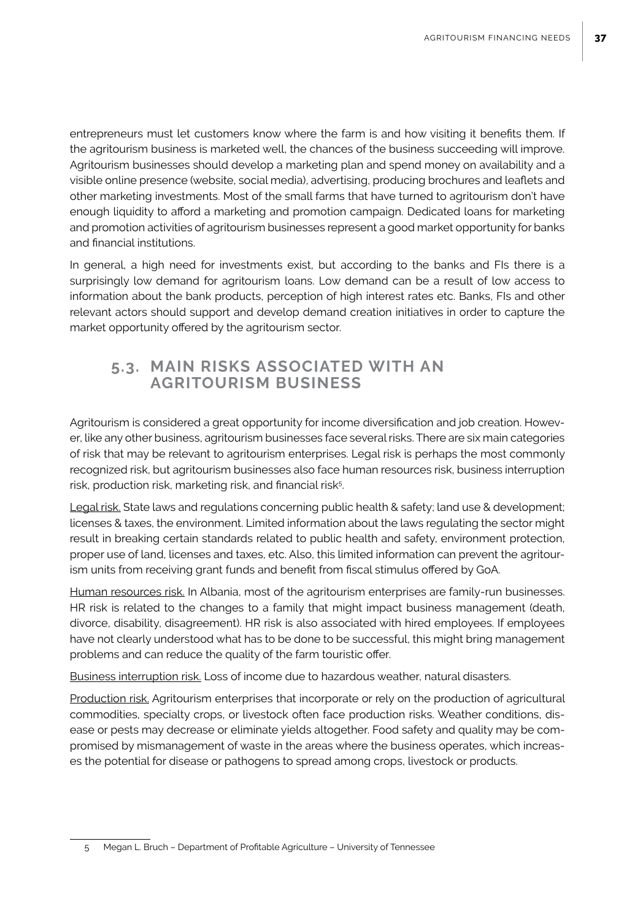entrepreneurs must let customers know where the farm is and how visiting it benefits them. If the agritourism business is marketed well, the chances of the business succeeding will improve. Agritourism businesses should develop a marketing plan and spend money on availability and a visible online presence (website, social media), advertising, producing brochures and leaflets and other marketing investments. Most of the small farms that have turned to agritourism don't have enough liquidity to afford a marketing and promotion campaign. Dedicated loans for marketing and promotion activities of agritourism businesses represent a good market opportunity for banks and financial institutions.

In general, a high need for investments exist, but according to the banks and FIs there is a surprisingly low demand for agritourism loans. Low demand can be a result of low access to information about the bank products, perception of high interest rates etc. Banks, FIs and other relevant actors should support and develop demand creation initiatives in order to capture the market opportunity offered by the agritourism sector.

## 5.3. MAIN RISKS ASSOCIATED WITH AN AGRITOURISM BUSINESS

Agritourism is considered a great opportunity for income diversification and job creation. However, like any other business, agritourism businesses face several risks. There are six main categories of risk that may be relevant to agritourism enterprises. Legal risk is perhaps the most commonly recognized risk, but agritourism businesses also face human resources risk, business interruption risk, production risk, marketing risk, and financial risk[5].

Legal risk. State laws and regulations concerning public health & safety; land use & development; licenses & taxes, the environment. Limited information about the laws regulating the sector might result in breaking certain standards related to public health and safety, environment protection, proper use of land, licenses and taxes, etc. Also, this limited information can prevent the agritourism units from receiving grant funds and benefit from fiscal stimulus offered by GoA.

Human resources risk. In Albania, most of the agritourism enterprises are family-run businesses. HR risk is related to the changes to a family that might impact business management (death, divorce, disability, disagreement). HR risk is also associated with hired employees. If employees have not clearly understood what has to be done to be successful, this might bring management problems and can reduce the quality of the farm touristic offer.

Business interruption risk. Loss of income due to hazardous weather, natural disasters.

Production risk. Agritourism enterprises that incorporate or rely on the production of agricultural commodities, specialty crops, or livestock often face production risks. Weather conditions, disease or pests may decrease or eliminate yields altogether. Food safety and quality may be compromised by mismanagement of waste in the areas where the business operates, which increases the potential for disease or pathogens to spread among crops, livestock or products.

---

5 Megan L. Bruch – Department of Profitable Agriculture – University of Tennessee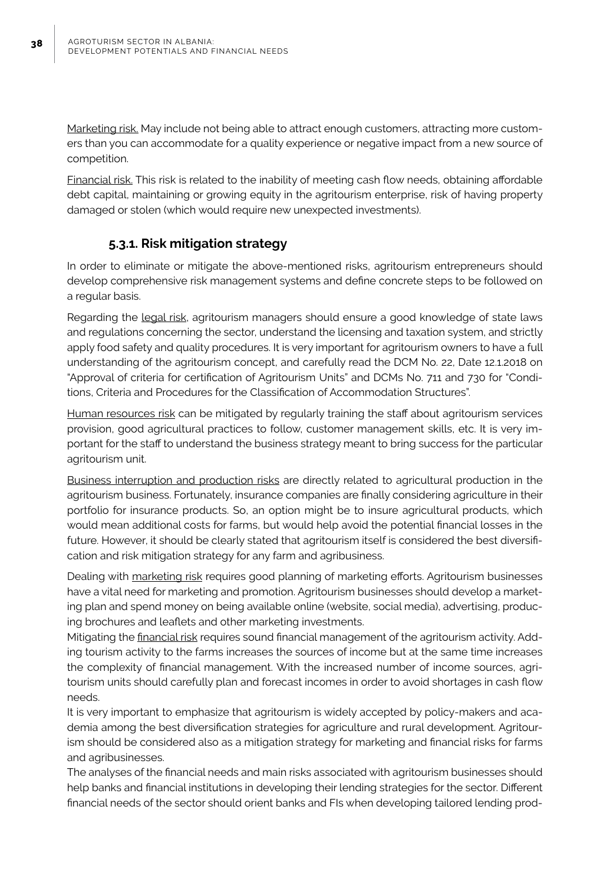Marketing risk. May include not being able to attract enough customers, attracting more customers than you can accommodate for a quality experience or negative impact from a new source of competition.

Financial risk. This risk is related to the inability of meeting cash flow needs, obtaining affordable debt capital, maintaining or growing equity in the agritourism enterprise, risk of having property damaged or stolen (which would require new unexpected investments).

### 5.3.1. Risk mitigation strategy

In order to eliminate or mitigate the above-mentioned risks, agritourism entrepreneurs should develop comprehensive risk management systems and define concrete steps to be followed on a regular basis.

Regarding the legal risk, agritourism managers should ensure a good knowledge of state laws and regulations concerning the sector, understand the licensing and taxation system, and strictly apply food safety and quality procedures. It is very important for agritourism owners to have a full understanding of the agritourism concept, and carefully read the DCM No. 22, Date 12.1.2018 on "Approval of criteria for certification of Agritourism Units" and DCMs No. 711 and 730 for "Conditions, Criteria and Procedures for the Classification of Accommodation Structures".

Human resources risk can be mitigated by regularly training the staff about agritourism services provision, good agricultural practices to follow, customer management skills, etc. It is very important for the staff to understand the business strategy meant to bring success for the particular agritourism unit.

Business interruption and production risks are directly related to agricultural production in the agritourism business. Fortunately, insurance companies are finally considering agriculture in their portfolio for insurance products. So, an option might be to insure agricultural products, which would mean additional costs for farms, but would help avoid the potential financial losses in the future. However, it should be clearly stated that agritourism itself is considered the best diversification and risk mitigation strategy for any farm and agribusiness.

Dealing with marketing risk requires good planning of marketing efforts. Agritourism businesses have a vital need for marketing and promotion. Agritourism businesses should develop a marketing plan and spend money on being available online (website, social media), advertising, producing brochures and leaflets and other marketing investments.

Mitigating the financial risk requires sound financial management of the agritourism activity. Adding tourism activity to the farms increases the sources of income but at the same time increases the complexity of financial management. With the increased number of income sources, agritourism units should carefully plan and forecast incomes in order to avoid shortages in cash flow needs.

It is very important to emphasize that agritourism is widely accepted by policy-makers and academia among the best diversification strategies for agriculture and rural development. Agritourism should be considered also as a mitigation strategy for marketing and financial risks for farms and agribusinesses.

The analyses of the financial needs and main risks associated with agritourism businesses should help banks and financial institutions in developing their lending strategies for the sector. Different financial needs of the sector should orient banks and FIs when developing tailored lending prod-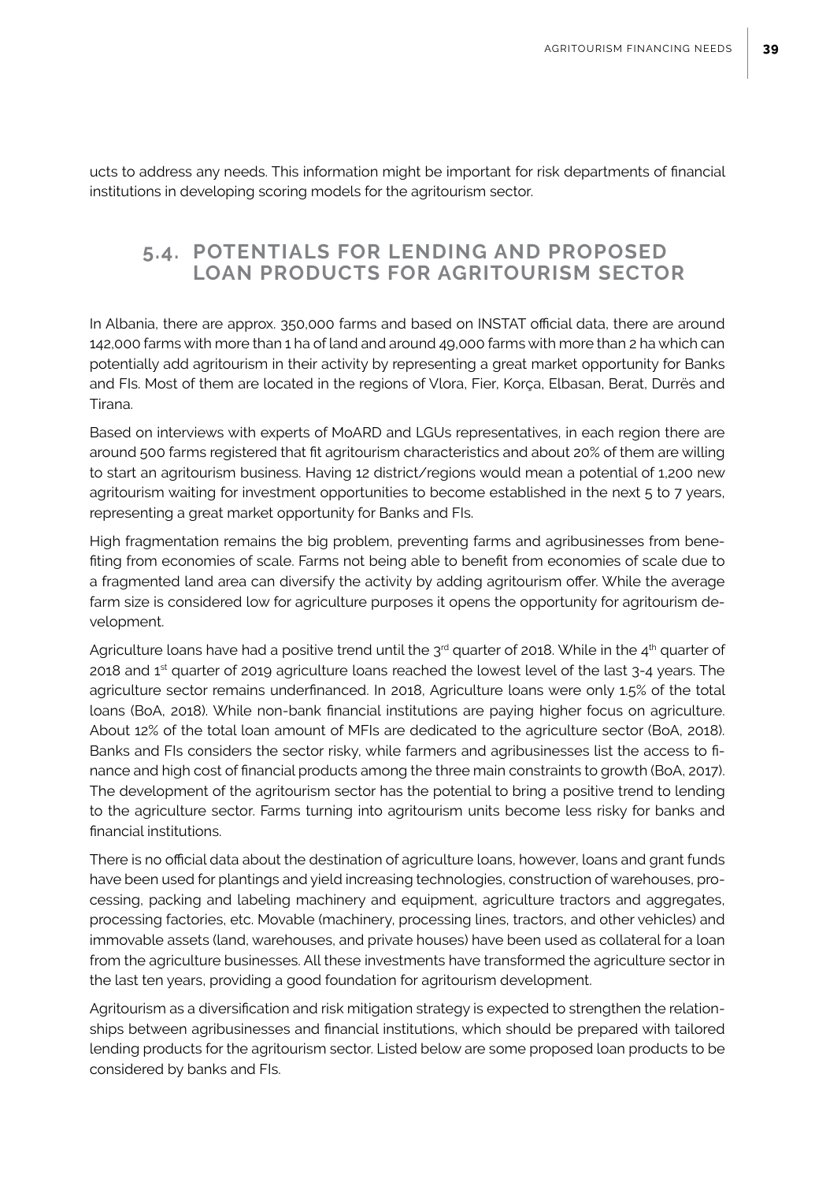ucts to address any needs. This information might be important for risk departments of financial institutions in developing scoring models for the agritourism sector.

## 5.4. POTENTIALS FOR LENDING AND PROPOSED LOAN PRODUCTS FOR AGRITOURISM SECTOR

In Albania, there are approx. 350,000 farms and based on INSTAT official data, there are around 142,000 farms with more than 1 ha of land and around 49,000 farms with more than 2 ha which can potentially add agritourism in their activity by representing a great market opportunity for Banks and FIs. Most of them are located in the regions of Vlora, Fier, Korça, Elbasan, Berat, Durrës and Tirana.

Based on interviews with experts of MoARD and LGUs representatives, in each region there are around 500 farms registered that fit agritourism characteristics and about 20% of them are willing to start an agritourism business. Having 12 district/regions would mean a potential of 1,200 new agritourism waiting for investment opportunities to become established in the next 5 to 7 years, representing a great market opportunity for Banks and FIs.

High fragmentation remains the big problem, preventing farms and agribusinesses from benefiting from economies of scale. Farms not being able to benefit from economies of scale due to a fragmented land area can diversify the activity by adding agritourism offer. While the average farm size is considered low for agriculture purposes it opens the opportunity for agritourism development.

Agriculture loans have had a positive trend until the 3rd quarter of 2018. While in the 4th quarter of 2018 and 1st quarter of 2019 agriculture loans reached the lowest level of the last 3-4 years. The agriculture sector remains underfinanced. In 2018, Agriculture loans were only 1.5% of the total loans (BoA, 2018). While non-bank financial institutions are paying higher focus on agriculture. About 12% of the total loan amount of MFIs are dedicated to the agriculture sector (BoA, 2018). Banks and FIs considers the sector risky, while farmers and agribusinesses list the access to finance and high cost of financial products among the three main constraints to growth (BoA, 2017). The development of the agritourism sector has the potential to bring a positive trend to lending to the agriculture sector. Farms turning into agritourism units become less risky for banks and financial institutions.

There is no official data about the destination of agriculture loans, however, loans and grant funds have been used for plantings and yield increasing technologies, construction of warehouses, processing, packing and labeling machinery and equipment, agriculture tractors and aggregates, processing factories, etc. Movable (machinery, processing lines, tractors, and other vehicles) and immovable assets (land, warehouses, and private houses) have been used as collateral for a loan from the agriculture businesses. All these investments have transformed the agriculture sector in the last ten years, providing a good foundation for agritourism development.

Agritourism as a diversification and risk mitigation strategy is expected to strengthen the relationships between agribusinesses and financial institutions, which should be prepared with tailored lending products for the agritourism sector. Listed below are some proposed loan products to be considered by banks and FIs.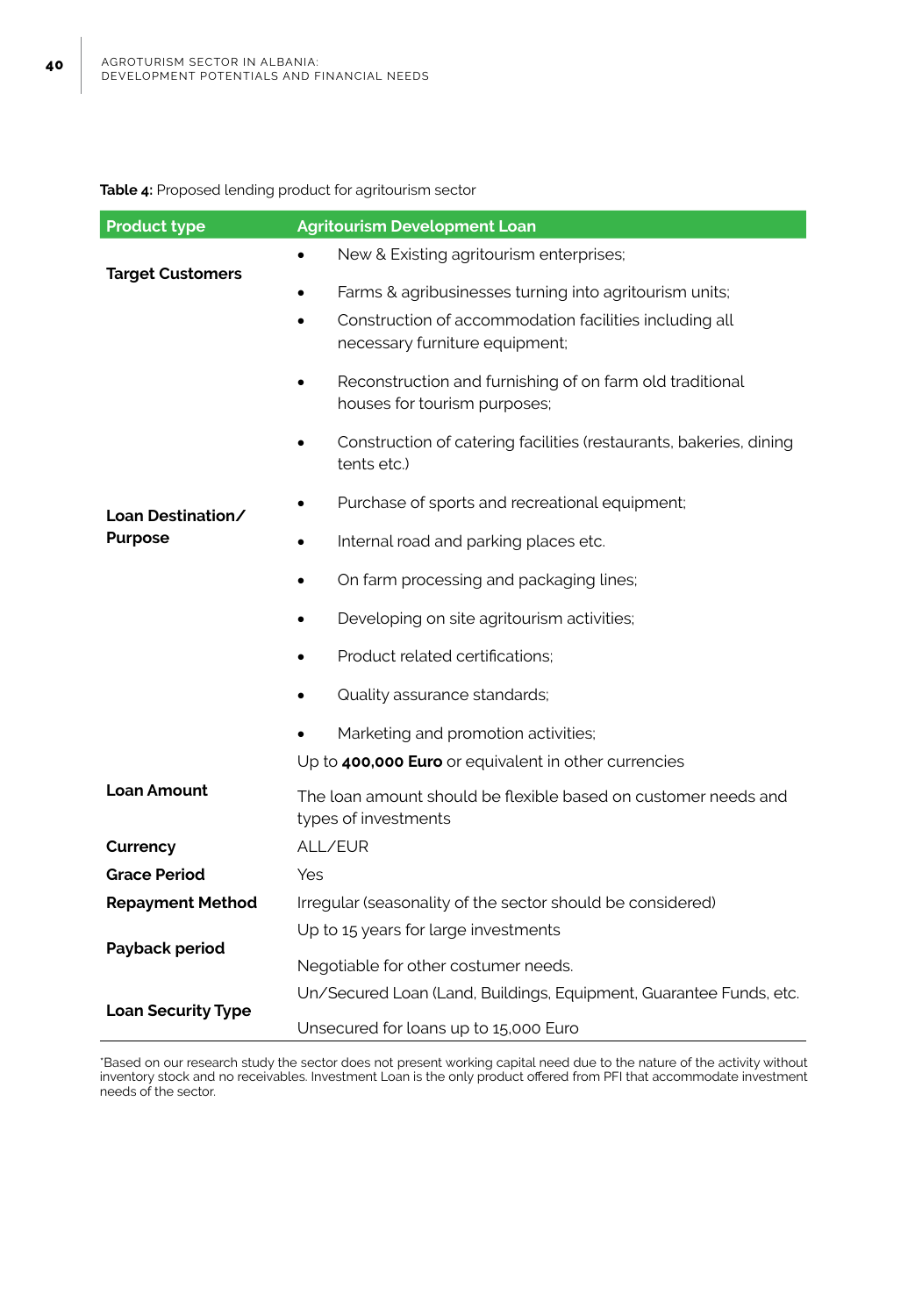**Table 4:** Proposed lending product for agritourism sector

| Product type | Agritourism Development Loan |
|---|---|
| Target Customers | • New & Existing agritourism enterprises;<br>• Farms & agribusinesses turning into agritourism units; |
| Loan Destination/ Purpose | • Construction of accommodation facilities including all necessary furniture equipment;<br>• Reconstruction and furnishing of on farm old traditional houses for tourism purposes;<br>• Construction of catering facilities (restaurants, bakeries, dining tents etc.)<br>• Purchase of sports and recreational equipment;<br>• Internal road and parking places etc.<br>• On farm processing and packaging lines;<br>• Developing on site agritourism activities;<br>• Product related certifications;<br>• Quality assurance standards;<br>• Marketing and promotion activities; |
| Loan Amount | Up to **400,000 Euro** or equivalent in other currencies<br>The loan amount should be flexible based on customer needs and types of investments |
| Currency | ALL/EUR |
| Grace Period | Yes |
| Repayment Method | Irregular (seasonality of the sector should be considered) |
| Payback period | Up to 15 years for large investments<br>Negotiable for other costumer needs. |
| Loan Security Type | Un/Secured Loan (Land, Buildings, Equipment, Guarantee Funds, etc.<br>Unsecured for loans up to 15,000 Euro |

*Based on our research study the sector does not present working capital need due to the nature of the activity without inventory stock and no receivables. Investment Loan is the only product offered from PFI that accommodate investment needs of the sector.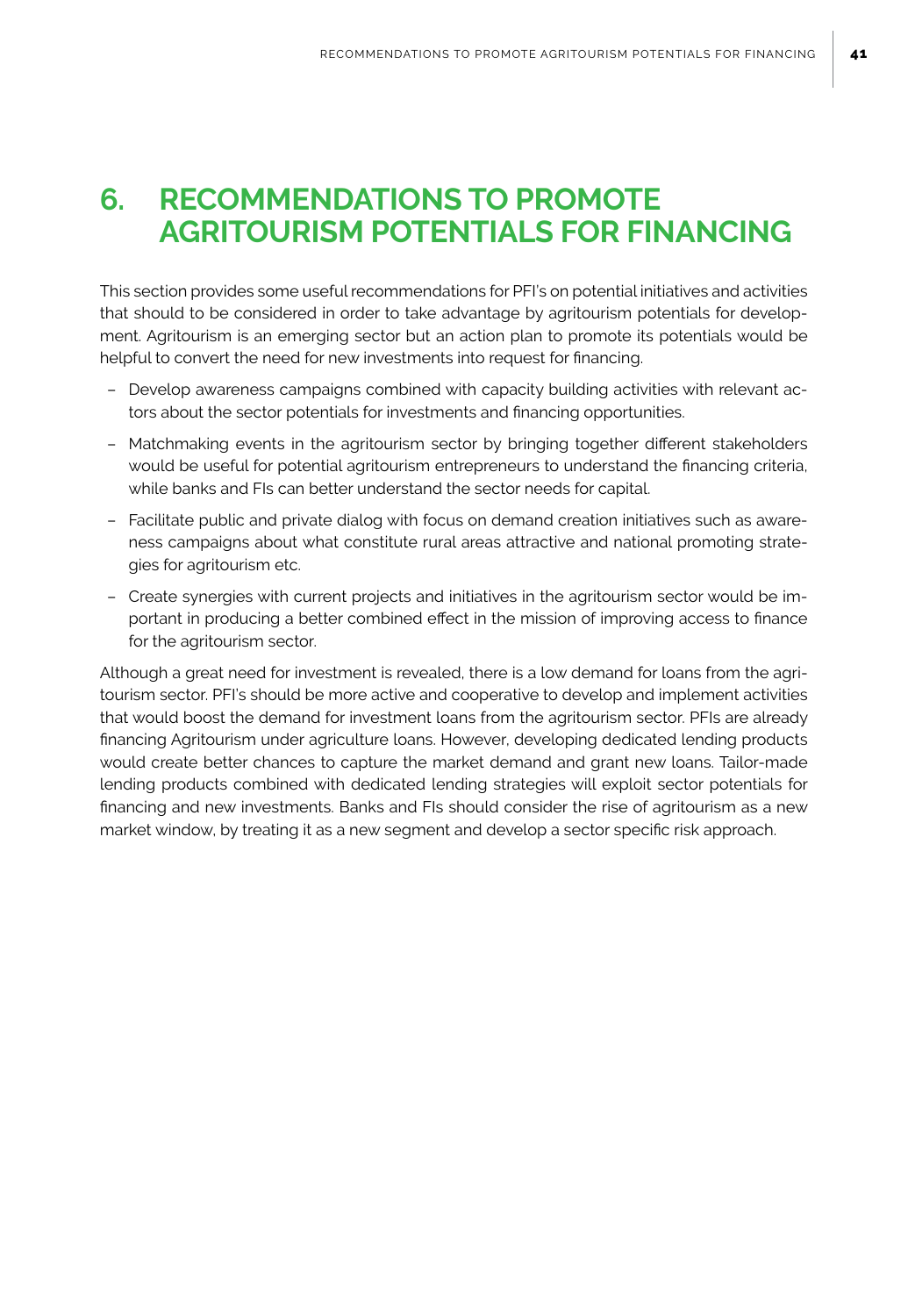# 6. RECOMMENDATIONS TO PROMOTE AGRITOURISM POTENTIALS FOR FINANCING

This section provides some useful recommendations for PFI's on potential initiatives and activities that should to be considered in order to take advantage by agritourism potentials for development. Agritourism is an emerging sector but an action plan to promote its potentials would be helpful to convert the need for new investments into request for financing.

- Develop awareness campaigns combined with capacity building activities with relevant actors about the sector potentials for investments and financing opportunities.
- Matchmaking events in the agritourism sector by bringing together different stakeholders would be useful for potential agritourism entrepreneurs to understand the financing criteria, while banks and FIs can better understand the sector needs for capital.
- Facilitate public and private dialog with focus on demand creation initiatives such as awareness campaigns about what constitute rural areas attractive and national promoting strategies for agritourism etc.
- Create synergies with current projects and initiatives in the agritourism sector would be important in producing a better combined effect in the mission of improving access to finance for the agritourism sector.

Although a great need for investment is revealed, there is a low demand for loans from the agritourism sector. PFI's should be more active and cooperative to develop and implement activities that would boost the demand for investment loans from the agritourism sector. PFIs are already financing Agritourism under agriculture loans. However, developing dedicated lending products would create better chances to capture the market demand and grant new loans. Tailor-made lending products combined with dedicated lending strategies will exploit sector potentials for financing and new investments. Banks and FIs should consider the rise of agritourism as a new market window, by treating it as a new segment and develop a sector specific risk approach.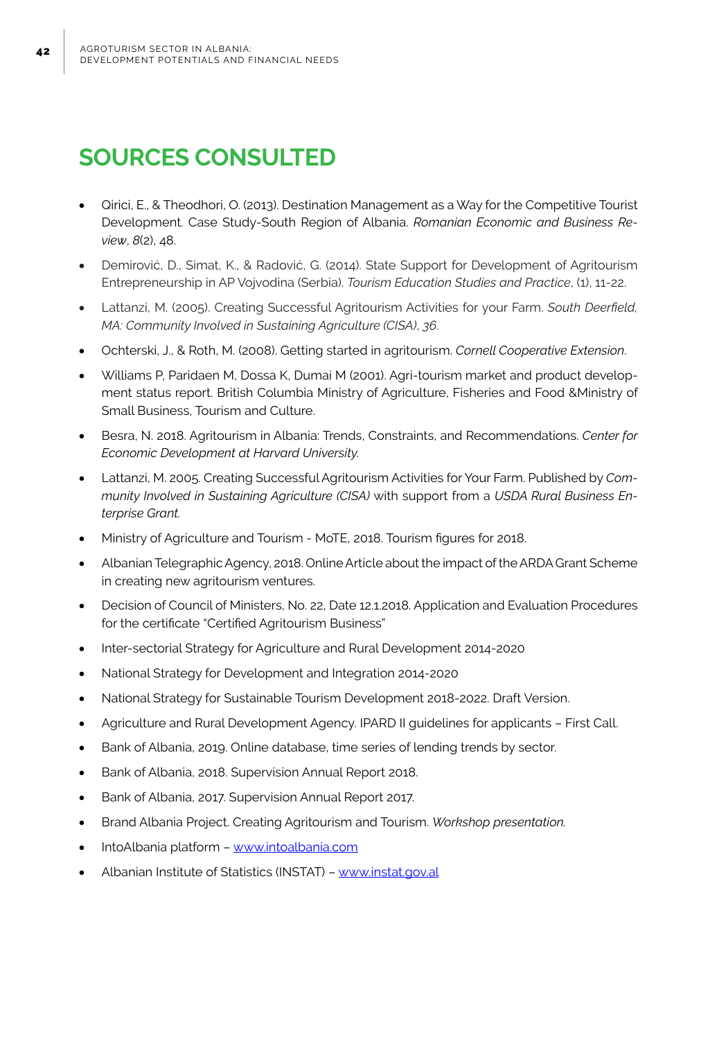# SOURCES CONSULTED

- Qirici, E., & Theodhori, O. (2013). Destination Management as a Way for the Competitive Tourist Development. Case Study-South Region of Albania. *Romanian Economic and Business Review*, *8*(2), 48.
- Demirović, D., Simat, K., & Radović, G. (2014). State Support for Development of Agritourism Entrepreneurship in AP Vojvodina (Serbia). *Tourism Education Studies and Practice*, (1), 11-22.
- Lattanzi, M. (2005). Creating Successful Agritourism Activities for your Farm. *South Deerfield, MA: Community Involved in Sustaining Agriculture (CISA)*, *36*.
- Ochterski, J., & Roth, M. (2008). Getting started in agritourism. *Cornell Cooperative Extension*.
- Williams P, Paridaen M, Dossa K, Dumai M (2001). Agri-tourism market and product development status report. British Columbia Ministry of Agriculture, Fisheries and Food &Ministry of Small Business, Tourism and Culture.
- Besra, N. 2018. Agritourism in Albania: Trends, Constraints, and Recommendations. *Center for Economic Development at Harvard University.*
- Lattanzi, M. 2005. Creating Successful Agritourism Activities for Your Farm. Published by *Community Involved in Sustaining Agriculture (CISA)* with support from a *USDA Rural Business Enterprise Grant.*
- Ministry of Agriculture and Tourism - MoTE, 2018. Tourism figures for 2018.
- Albanian Telegraphic Agency, 2018. Online Article about the impact of the ARDA Grant Scheme in creating new agritourism ventures.
- Decision of Council of Ministers, No. 22, Date 12.1.2018. Application and Evaluation Procedures for the certificate "Certified Agritourism Business"
- Inter-sectorial Strategy for Agriculture and Rural Development 2014-2020
- National Strategy for Development and Integration 2014-2020
- National Strategy for Sustainable Tourism Development 2018-2022. Draft Version.
- Agriculture and Rural Development Agency. IPARD II guidelines for applicants – First Call.
- Bank of Albania, 2019. Online database, time series of lending trends by sector.
- Bank of Albania, 2018. Supervision Annual Report 2018.
- Bank of Albania, 2017. Supervision Annual Report 2017.
- Brand Albania Project. Creating Agritourism and Tourism. *Workshop presentation.*
- IntoAlbania platform – [www.intoalbania.com](www.intoalbania.com)
- Albanian Institute of Statistics (INSTAT) – [www.instat.gov.al](www.instat.gov.al)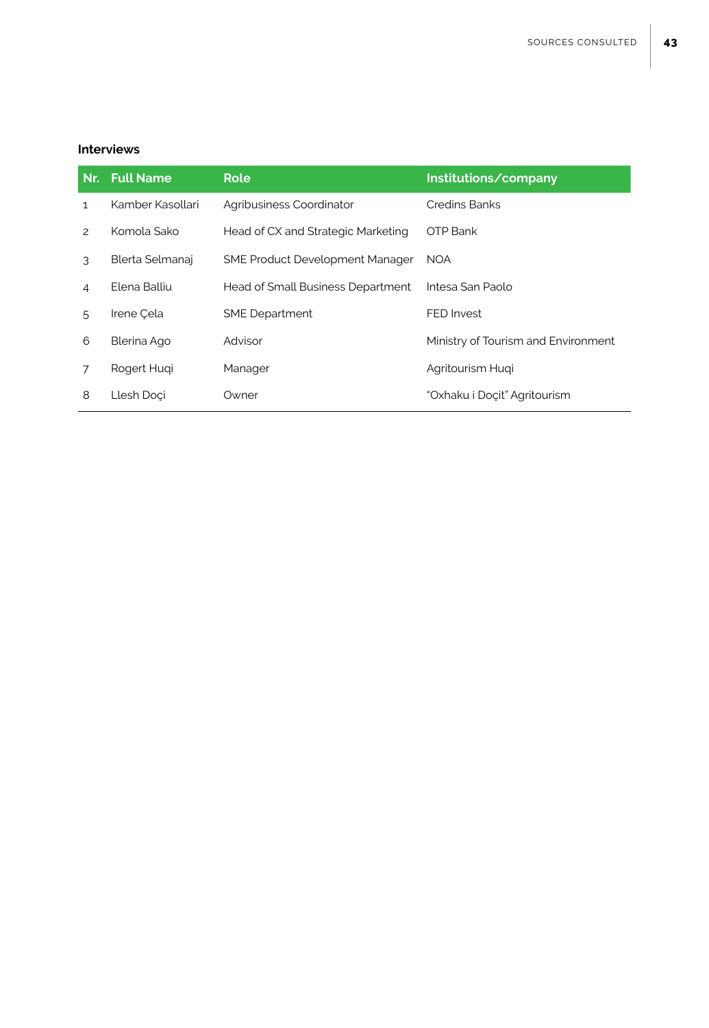### Interviews

| Nr. | Full Name | Role | Institutions/company |
|---|---|---|---|
| 1 | Kamber Kasollari | Agribusiness Coordinator | Credins Banks |
| 2 | Komola Sako | Head of CX and Strategic Marketing | OTP Bank |
| 3 | Blerta Selmanaj | SME Product Development Manager | NOA |
| 4 | Elena Balliu | Head of Small Business Department | Intesa San Paolo |
| 5 | Irene Çela | SME Department | FED Invest |
| 6 | Blerina Ago | Advisor | Ministry of Tourism and Environment |
| 7 | Rogert Huqi | Manager | Agritourism Huqi |
| 8 | Llesh Doçi | Owner | "Oxhaku i Doçit" Agritourism |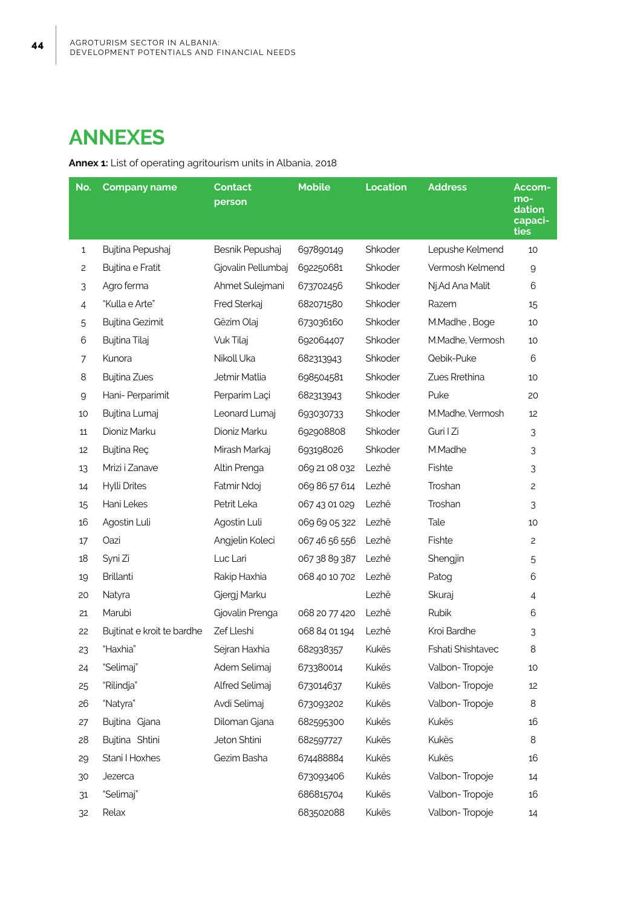# ANNEXES

**Annex 1:** List of operating agritourism units in Albania, 2018

| No. | Company name | Contact person | Mobile | Location | Address | Accommodation capacities |
|---|---|---|---|---|---|---|
| 1 | Bujtina Pepushaj | Besnik Pepushaj | 697890149 | Shkoder | Lepushe Kelmend | 10 |
| 2 | Bujtina e Fratit | Gjovalin Pellumbaj | 692250681 | Shkoder | Vermosh Kelmend | 9 |
| 3 | Agro ferma | Ahmet Sulejmani | 673702456 | Shkoder | Nj.Ad Ana Malit | 6 |
| 4 | "Kulla e Arte" | Fred Sterkaj | 682071580 | Shkoder | Razem | 15 |
| 5 | Bujtina Gezimit | Gëzim Olaj | 673036160 | Shkoder | M.Madhe , Boge | 10 |
| 6 | Bujtina Tilaj | Vuk Tilaj | 692064407 | Shkoder | M.Madhe, Vermosh | 10 |
| 7 | Kunora | Nikoll Uka | 682313943 | Shkoder | Qebik-Puke | 6 |
| 8 | Bujtina Zues | Jetmir Matlia | 698504581 | Shkoder | Zues Rrethina | 10 |
| 9 | Hani- Perparimit | Perparim Laçi | 682313943 | Shkoder | Puke | 20 |
| 10 | Bujtina Lumaj | Leonard Lumaj | 693030733 | Shkoder | M.Madhe, Vermosh | 12 |
| 11 | Dioniz Marku | Dioniz Marku | 692908808 | Shkoder | Guri I Zi | 3 |
| 12 | Bujtina Reç | Mirash Markaj | 693198026 | Shkoder | M.Madhe | 3 |
| 13 | Mrizi i Zanave | Altin Prenga | 069 21 08 032 | Lezhë | Fishte | 3 |
| 14 | Hylli Drites | Fatmir Ndoj | 069 86 57 614 | Lezhë | Troshan | 2 |
| 15 | Hani Lekes | Petrit Leka | 067 43 01 029 | Lezhë | Troshan | 3 |
| 16 | Agostin Luli | Agostin Luli | 069 69 05 322 | Lezhë | Tale | 10 |
| 17 | Oazi | Angjelin Koleci | 067 46 56 556 | Lezhë | Fishte | 2 |
| 18 | Syni Zi | Luc Lari | 067 38 89 387 | Lezhë | Shengjin | 5 |
| 19 | Brillanti | Rakip Haxhia | 068 40 10 702 | Lezhë | Patog | 6 |
| 20 | Natyra | Gjergj Marku | | Lezhë | Skuraj | 4 |
| 21 | Marubi | Gjovalin Prenga | 068 20 77 420 | Lezhë | Rubik | 6 |
| 22 | Bujtinat e kroit te bardhe | Zef Lleshi | 068 84 01 194 | Lezhë | Kroi Bardhe | 3 |
| 23 | "Haxhia" | Sejran Haxhia | 682938357 | Kukës | Fshati Shishtavec | 8 |
| 24 | "Selimaj" | Adem Selimaj | 673380014 | Kukës | Valbon- Tropoje | 10 |
| 25 | "Rilindja" | Alfred Selimaj | 673014637 | Kukës | Valbon- Tropoje | 12 |
| 26 | "Natyra" | Avdi Selimaj | 673093202 | Kukës | Valbon- Tropoje | 8 |
| 27 | Bujtina Gjana | Diloman Gjana | 682595300 | Kukës | Kukës | 16 |
| 28 | Bujtina Shtini | Jeton Shtini | 682597727 | Kukës | Kukës | 8 |
| 29 | Stani I Hoxhes | Gezim Basha | 674488884 | Kukës | Kukës | 16 |
| 30 | Jezerca | | 673093406 | Kukës | Valbon- Tropoje | 14 |
| 31 | "Selimaj" | | 686815704 | Kukës | Valbon- Tropoje | 16 |
| 32 | Relax | | 683502088 | Kukës | Valbon- Tropoje | 14 |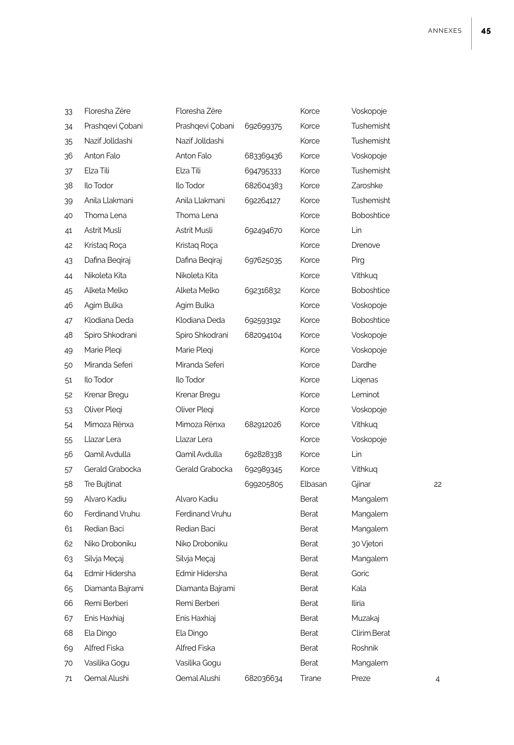| | | | | | | |
|---|---|---|---|---|---|---|
| 33 | Floresha Zëre | Floresha Zëre | | Korce | Voskopoje | |
| 34 | Prashqevi Çobani | Prashqevi Çobani | 692699375 | Korce | Tushemisht | |
| 35 | Nazif Jolldashi | Nazif Jolldashi | | Korce | Tushemisht | |
| 36 | Anton Falo | Anton Falo | 683369436 | Korce | Voskopoje | |
| 37 | Elza Tili | Elza Tili | 694795333 | Korce | Tushemisht | |
| 38 | Ilo Todor | Ilo Todor | 682604383 | Korce | Zaroshke | |
| 39 | Anila Llakmani | Anila Llakmani | 692264127 | Korce | Tushemisht | |
| 40 | Thoma Lena | Thoma Lena | | Korce | Boboshtice | |
| 41 | Astrit Musli | Astrit Musli | 692494670 | Korce | Lin | |
| 42 | Kristaq Roça | Kristaq Roça | | Korce | Drenove | |
| 43 | Dafina Beqiraj | Dafina Beqiraj | 697625035 | Korce | Pirg | |
| 44 | Nikoleta Kita | Nikoleta Kita | | Korce | Vithkuq | |
| 45 | Alketa Melko | Alketa Melko | 692316832 | Korce | Boboshtice | |
| 46 | Agim Bulka | Agim Bulka | | Korce | Voskopoje | |
| 47 | Klodiana Deda | Klodiana Deda | 692593192 | Korce | Boboshtice | |
| 48 | Spiro Shkodrani | Spiro Shkodrani | 682094104 | Korce | Voskopoje | |
| 49 | Marie Pleqi | Marie Pleqi | | Korce | Voskopoje | |
| 50 | Miranda Seferi | Miranda Seferi | | Korce | Dardhe | |
| 51 | Ilo Todor | Ilo Todor | | Korce | Liqenas | |
| 52 | Krenar Bregu | Krenar Bregu | | Korce | Leminot | |
| 53 | Oliver Pleqi | Oliver Pleqi | | Korce | Voskopoje | |
| 54 | Mimoza Rënxa | Mimoza Rënxa | 682912026 | Korce | Vithkuq | |
| 55 | Llazar Lera | Llazar Lera | | Korce | Voskopoje | |
| 56 | Qamil Avdulla | Qamil Avdulla | 692828338 | Korce | Lin | |
| 57 | Gerald Grabocka | Gerald Grabocka | 692989345 | Korce | Vithkuq | |
| 58 | Tre Bujtinat | | 699205805 | Elbasan | Gjinar | 22 |
| 59 | Alvaro Kadiu | Alvaro Kadiu | | Berat | Mangalem | |
| 60 | Ferdinand Vruhu | Ferdinand Vruhu | | Berat | Mangalem | |
| 61 | Redian Baci | Redian Baci | | Berat | Mangalem | |
| 62 | Niko Droboniku | Niko Droboniku | | Berat | 30 Vjetori | |
| 63 | Silvja Meçaj | Silvja Meçaj | | Berat | Mangalem | |
| 64 | Edmir Hidersha | Edmir Hidersha | | Berat | Goric | |
| 65 | Diamanta Bajrami | Diamanta Bajrami | | Berat | Kala | |
| 66 | Remi Berberi | Remi Berberi | | Berat | Iliria | |
| 67 | Enis Haxhiaj | Enis Haxhiaj | | Berat | Muzakaj | |
| 68 | Ela Dingo | Ela Dingo | | Berat | Clirim.Berat | |
| 69 | Alfred Fiska | Alfred Fiska | | Berat | Roshnik | |
| 70 | Vasilika Gogu | Vasilika Gogu | | Berat | Mangalem | |
| 71 | Qemal Alushi | Qemal Alushi | 682036634 | Tirane | Preze | 4 |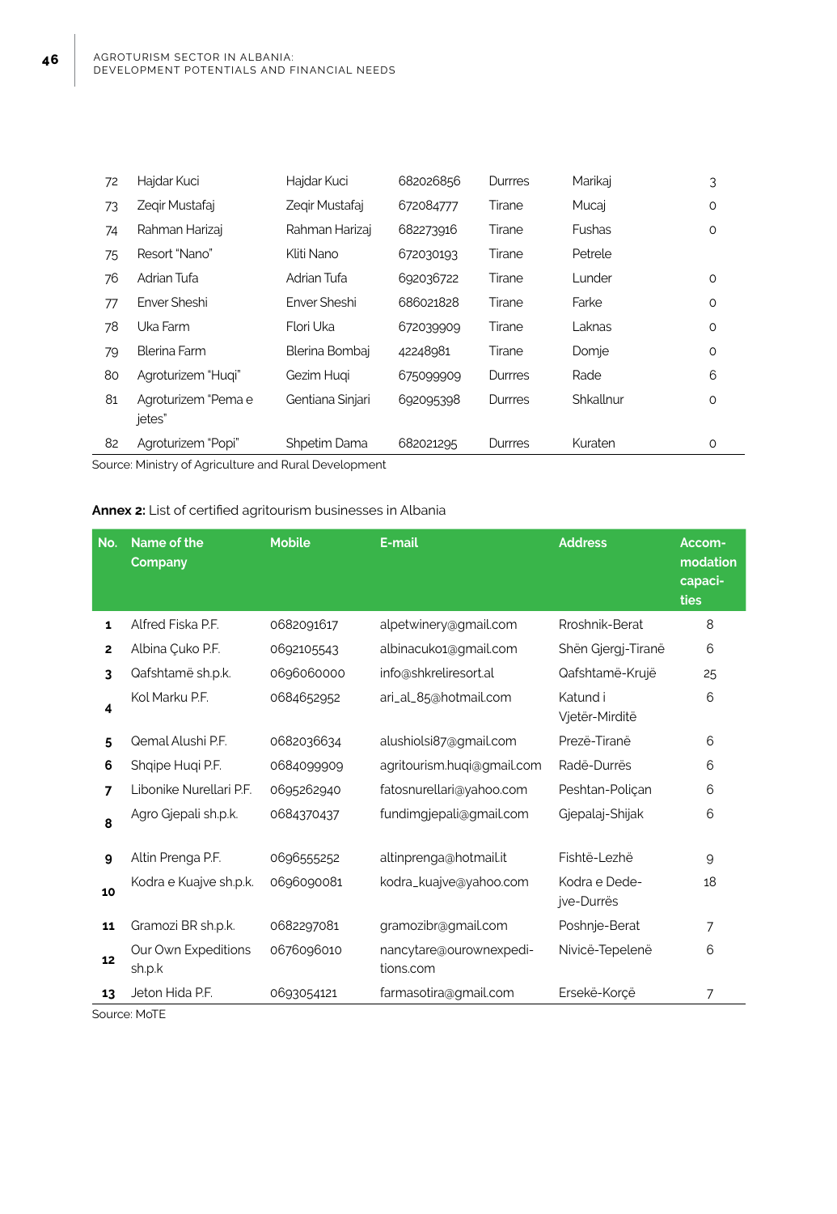| | | | | | | |
|---|---|---|---|---|---|---|
| 72 | Hajdar Kuci | Hajdar Kuci | 682026856 | Durrres | Marikaj | 3 |
| 73 | Zeqir Mustafaj | Zeqir Mustafaj | 672084777 | Tirane | Mucaj | 0 |
| 74 | Rahman Harizaj | Rahman Harizaj | 682273916 | Tirane | Fushas | 0 |
| 75 | Resort "Nano" | Kliti Nano | 672030193 | Tirane | Petrele | |
| 76 | Adrian Tufa | Adrian Tufa | 692036722 | Tirane | Lunder | 0 |
| 77 | Enver Sheshi | Enver Sheshi | 686021828 | Tirane | Farke | 0 |
| 78 | Uka Farm | Flori Uka | 672039909 | Tirane | Laknas | 0 |
| 79 | Blerina Farm | Blerina Bombaj | 42248981 | Tirane | Domje | 0 |
| 80 | Agroturizem "Huqi" | Gezim Huqi | 675099909 | Durrres | Rade | 6 |
| 81 | Agroturizem "Pema e jetes" | Gentiana Sinjari | 692095398 | Durrres | Shkallnur | 0 |
| 82 | Agroturizem "Popi" | Shpetim Dama | 682021295 | Durrres | Kuraten | 0 |

Source: Ministry of Agriculture and Rural Development

**Annex 2:** List of certified agritourism businesses in Albania

| No. | Name of the Company | Mobile | E-mail | Address | Accommodation capacities |
|---|---|---|---|---|---|
| 1 | Alfred Fiska P.F. | 0682091617 | alpetwinery@gmail.com | Rroshnik-Berat | 8 |
| 2 | Albina Çuko P.F. | 0692105543 | albinacuko1@gmail.com | Shën Gjergj-Tiranë | 6 |
| 3 | Qafshtamë sh.p.k. | 0696060000 | info@shkreliresort.al | Qafshtamë-Krujë | 25 |
| 4 | Kol Marku P.F. | 0684652952 | ari_al_85@hotmail.com | Katund i Vjetër-Mirditë | 6 |
| 5 | Qemal Alushi P.F. | 0682036634 | alushiolsi87@gmail.com | Prezë-Tiranë | 6 |
| 6 | Shqipe Huqi P.F. | 0684099909 | agritourism.huqi@gmail.com | Radë-Durrës | 6 |
| 7 | Libonike Nurellari P.F. | 0695262940 | fatosnurellari@yahoo.com | Peshtan-Poliçan | 6 |
| 8 | Agro Gjepali sh.p.k. | 0684370437 | fundimgjepali@gmail.com | Gjepalaj-Shijak | 6 |
| 9 | Altin Prenga P.F. | 0696555252 | altinprenga@hotmail.it | Fishtë-Lezhë | 9 |
| 10 | Kodra e Kuajve sh.p.k. | 0696090081 | kodra_kuajve@yahoo.com | Kodra e Dedejve-Durrës | 18 |
| 11 | Gramozi BR sh.p.k. | 0682297081 | gramozibr@gmail.com | Poshnje-Berat | 7 |
| 12 | Our Own Expeditions sh.p.k | 0676096010 | nancytare@ourownexpeditions.com | Nivicë-Tepelenë | 6 |
| 13 | Jeton Hida P.F. | 0693054121 | farmasotira@gmail.com | Ersekë-Korçë | 7 |

Source: MoTE